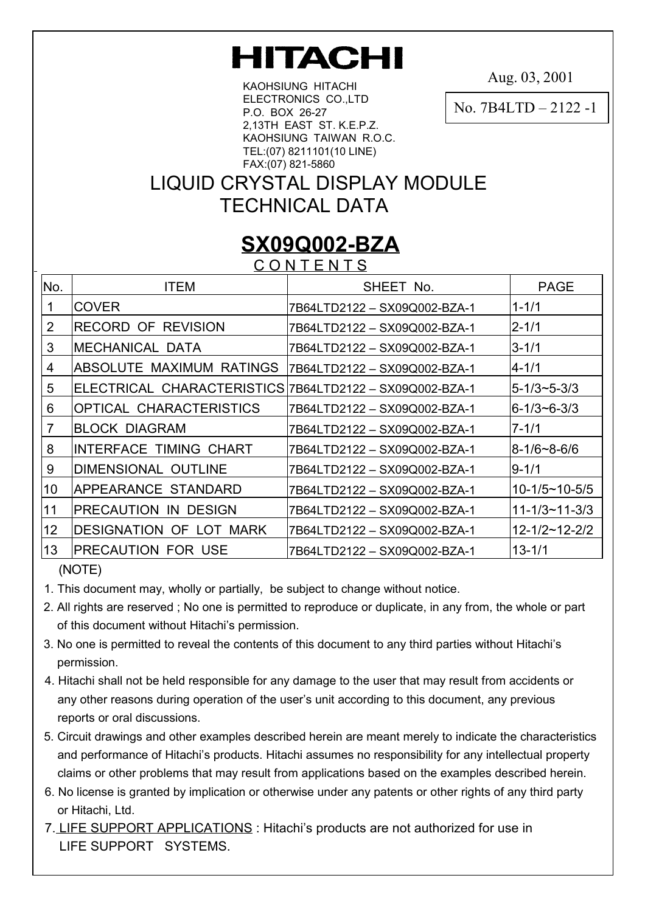# HITACHI

KAOHSIUNG HITACHI
ELECTRONICS CO.,LTD
P.O. BOX 26-27
2,13TH EAST ST. K.E.P.Z.
KAOHSIUNG TAIWAN R.O.C.
TEL:(07) 8211101(10 LINE)
FAX:(07) 821-5860

Aug. 03, 2001

No. 7B4LTD – 2122 -1

# LIQUID CRYSTAL DISPLAY MODULE TECHNICAL DATA

## **SX09Q002-BZA**

### CONTENTS

| No. | ITEM | SHEET No. | PAGE |
|---|---|---|---|
| 1 | COVER | 7B64LTD2122 – SX09Q002-BZA-1 | 1-1/1 |
| 2 | RECORD OF REVISION | 7B64LTD2122 – SX09Q002-BZA-1 | 2-1/1 |
| 3 | MECHANICAL DATA | 7B64LTD2122 – SX09Q002-BZA-1 | 3-1/1 |
| 4 | ABSOLUTE MAXIMUM RATINGS | 7B64LTD2122 – SX09Q002-BZA-1 | 4-1/1 |
| 5 | ELECTRICAL CHARACTERISTICS | 7B64LTD2122 – SX09Q002-BZA-1 | 5-1/3~5-3/3 |
| 6 | OPTICAL CHARACTERISTICS | 7B64LTD2122 – SX09Q002-BZA-1 | 6-1/3~6-3/3 |
| 7 | BLOCK DIAGRAM | 7B64LTD2122 – SX09Q002-BZA-1 | 7-1/1 |
| 8 | INTERFACE TIMING CHART | 7B64LTD2122 – SX09Q002-BZA-1 | 8-1/6~8-6/6 |
| 9 | DIMENSIONAL OUTLINE | 7B64LTD2122 – SX09Q002-BZA-1 | 9-1/1 |
| 10 | APPEARANCE STANDARD | 7B64LTD2122 – SX09Q002-BZA-1 | 10-1/5~10-5/5 |
| 11 | PRECAUTION IN DESIGN | 7B64LTD2122 – SX09Q002-BZA-1 | 11-1/3~11-3/3 |
| 12 | DESIGNATION OF LOT MARK | 7B64LTD2122 – SX09Q002-BZA-1 | 12-1/2~12-2/2 |
| 13 | PRECAUTION FOR USE | 7B64LTD2122 – SX09Q002-BZA-1 | 13-1/1 |

(NOTE)

1. This document may, wholly or partially, be subject to change without notice.
2. All rights are reserved ; No one is permitted to reproduce or duplicate, in any from, the whole or part of this document without Hitachi's permission.
3. No one is permitted to reveal the contents of this document to any third parties without Hitachi's permission.
4. Hitachi shall not be held responsible for any damage to the user that may result from accidents or any other reasons during operation of the user's unit according to this document, any previous reports or oral discussions.
5. Circuit drawings and other examples described herein are meant merely to indicate the characteristics and performance of Hitachi's products. Hitachi assumes no responsibility for any intellectual property claims or other problems that may result from applications based on the examples described herein.
6. No license is granted by implication or otherwise under any patents or other rights of any third party or Hitachi, Ltd.
7. LIFE SUPPORT APPLICATIONS : Hitachi's products are not authorized for use in LIFE SUPPORT SYSTEMS.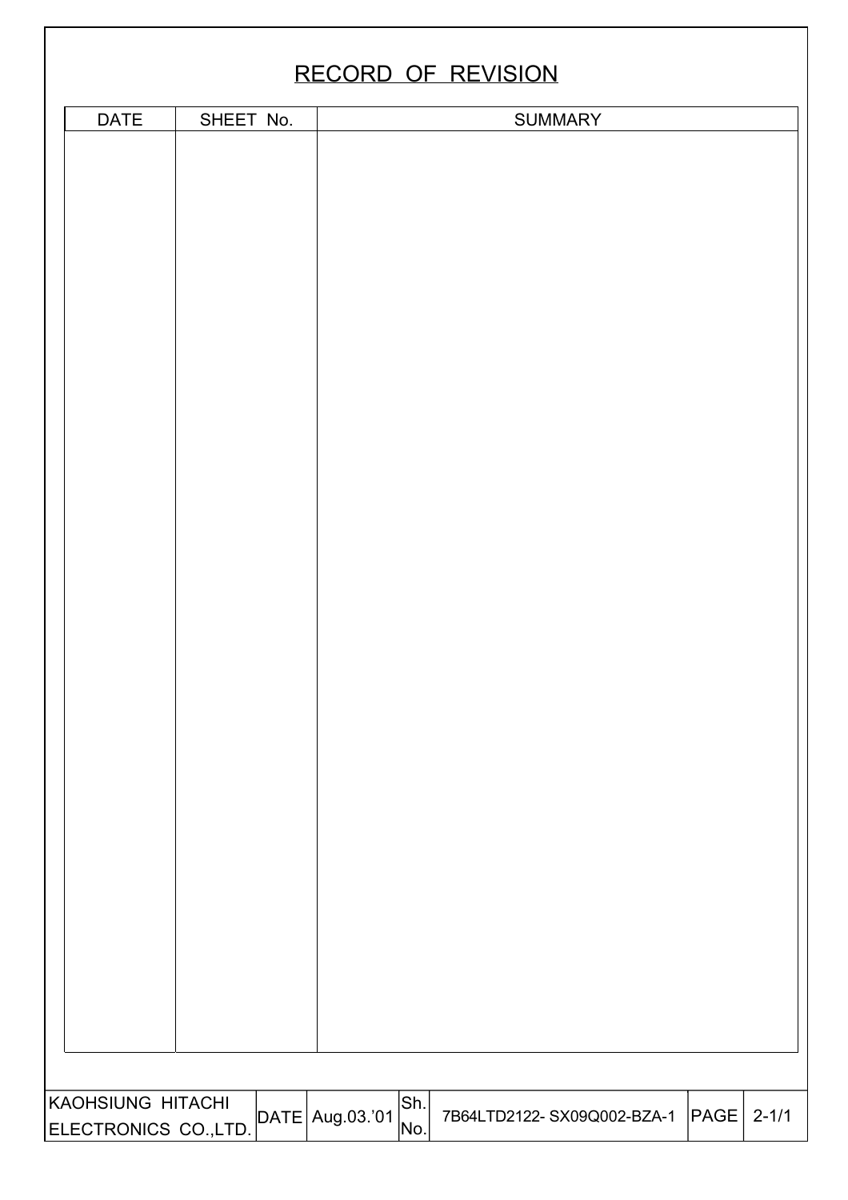# RECORD OF REVISION

| DATE | SHEET No. | SUMMARY |
|---|---|---|
| | | |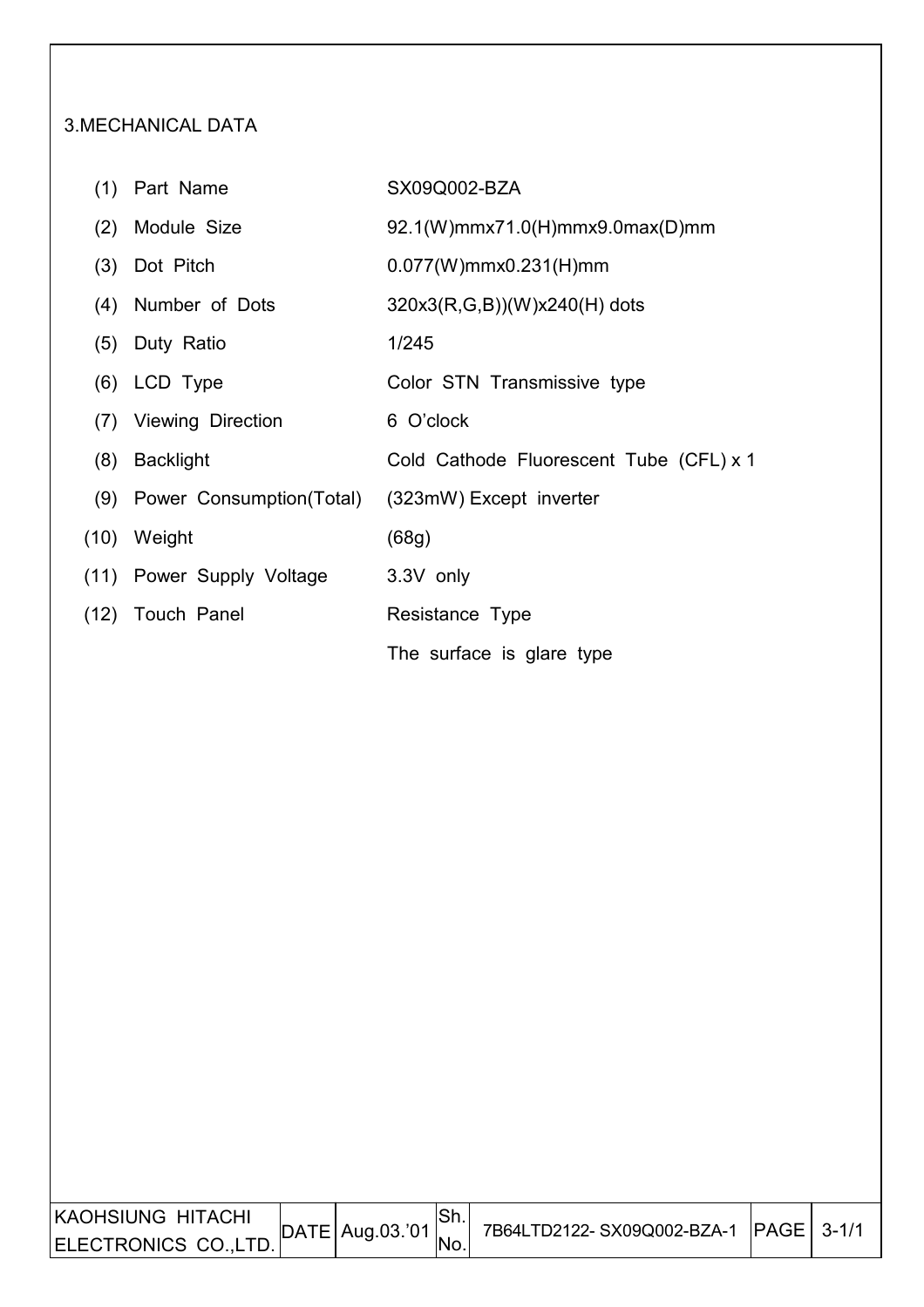## 3.MECHANICAL DATA

| | | |
|---|---|---|
| (1) | Part Name | SX09Q002-BZA |
| (2) | Module Size | 92.1(W)mmx71.0(H)mmx9.0max(D)mm |
| (3) | Dot Pitch | 0.077(W)mmx0.231(H)mm |
| (4) | Number of Dots | 320x3(R,G,B))(W)x240(H) dots |
| (5) | Duty Ratio | 1/245 |
| (6) | LCD Type | Color STN Transmissive type |
| (7) | Viewing Direction | 6 O'clock |
| (8) | Backlight | Cold Cathode Fluorescent Tube (CFL) x 1 |
| (9) | Power Consumption(Total) | (323mW) Except inverter |
| (10) | Weight | (68g) |
| (11) | Power Supply Voltage | 3.3V only |
| (12) | Touch Panel | Resistance Type |
| | | The surface is glare type |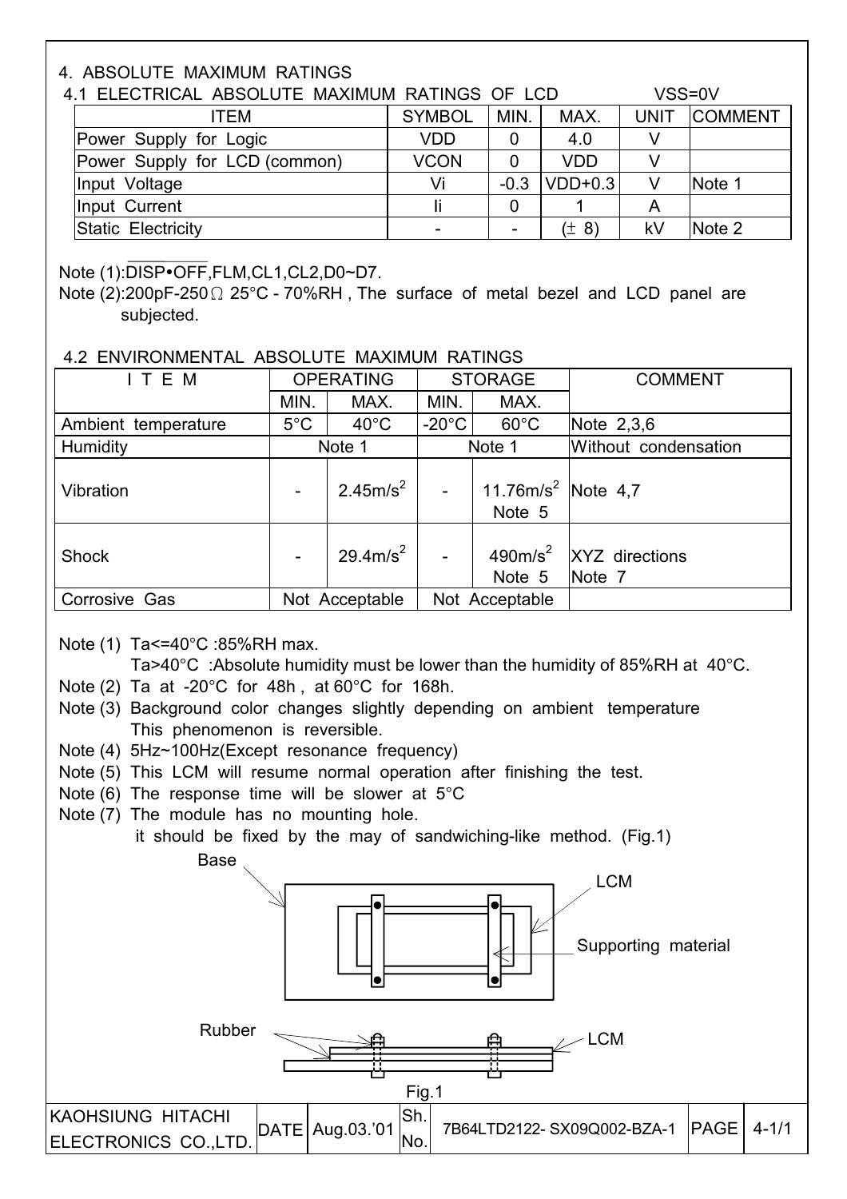## 4. ABSOLUTE MAXIMUM RATINGS

### 4.1 ELECTRICAL ABSOLUTE MAXIMUM RATINGS OF LCD

VSS=0V

| ITEM | SYMBOL | MIN. | MAX. | UNIT | COMMENT |
|---|---|---|---|---|---|
| Power Supply for Logic | VDD | 0 | 4.0 | V | |
| Power Supply for LCD (common) | VCON | 0 | VDD | V | |
| Input Voltage | Vi | -0.3 | VDD+0.3 | V | Note 1 |
| Input Current | Ii | 0 | 1 | A | |
| Static Electricity | - | - | (± 8) | kV | Note 2 |

Note (1): $\overline{\text{DISP•OFF}}$,FLM,CL1,CL2,D0~D7.

Note (2):200pF-250Ω 25°C - 70%RH , The surface of metal bezel and LCD panel are subjected.

### 4.2 ENVIRONMENTAL ABSOLUTE MAXIMUM RATINGS

| ITEM | OPERATING | | STORAGE | | COMMENT |
|---|---|---|---|---|---|
| | MIN. | MAX. | MIN. | MAX. | |
| Ambient temperature | 5°C | 40°C | -20°C | 60°C | Note 2,3,6 |
| Humidity | Note 1 | | Note 1 | | Without condensation |
| Vibration | - | $2.45 m/s^2$ | - | $11.76 m/s^2$ Note 5 | Note 4,7 |
| Shock | - | $29.4 m/s^2$ | - | $490 m/s^2$ Note 5 | XYZ directions Note 7 |
| Corrosive Gas | Not Acceptable | | Not Acceptable | | |

Note (1) Ta<=40°C :85%RH max.
Ta>40°C :Absolute humidity must be lower than the humidity of 85%RH at 40°C.

Note (2) Ta at -20°C for 48h , at 60°C for 168h.

Note (3) Background color changes slightly depending on ambient temperature This phenomenon is reversible.

Note (4) 5Hz~100Hz(Except resonance frequency)

Note (5) This LCM will resume normal operation after finishing the test.

Note (6) The response time will be slower at 5°C

Note (7) The module has no mounting hole.
it should be fixed by the may of sandwiching-like method. (Fig.1)

Base

LCM

Supporting material

Rubber

LCM

Fig.1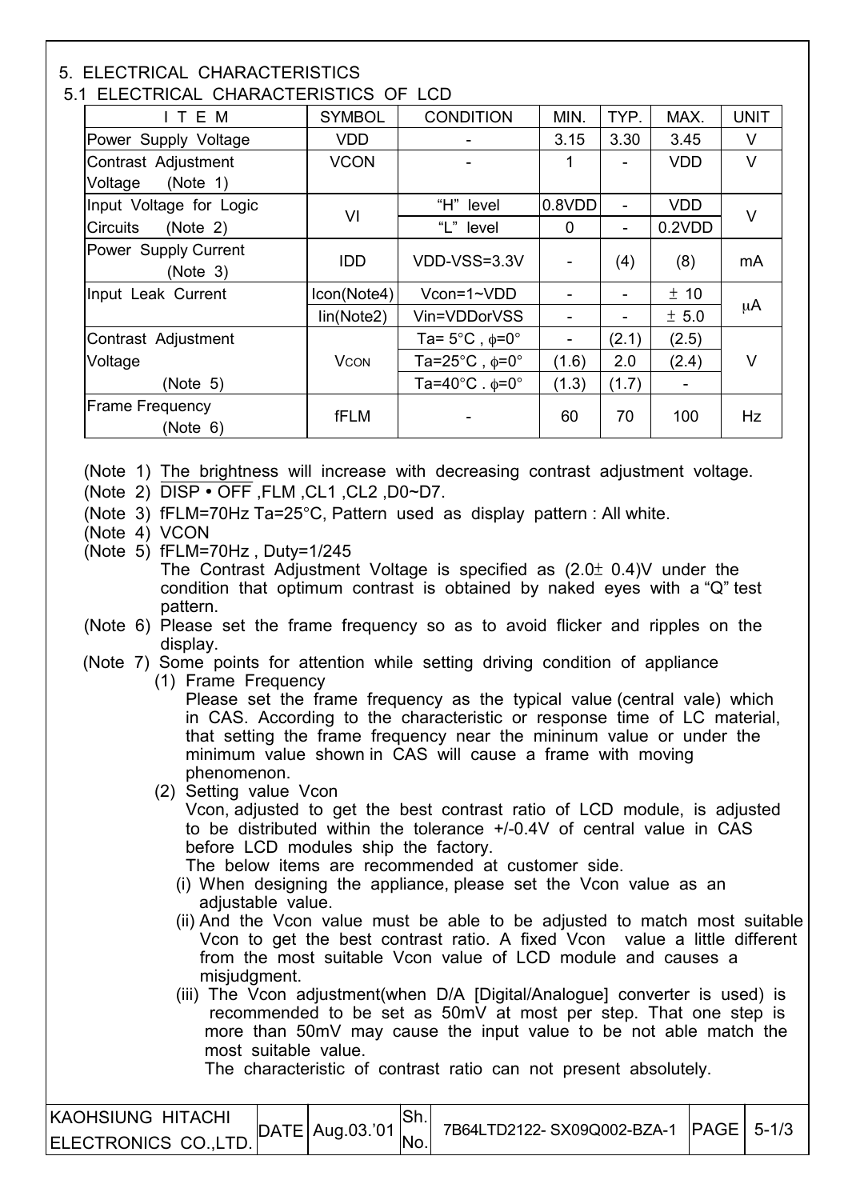## 5. ELECTRICAL CHARACTERISTICS

### 5.1 ELECTRICAL CHARACTERISTICS OF LCD

| I T E M | SYMBOL | CONDITION | MIN. | TYP. | MAX. | UNIT |
|---|---|---|---|---|---|---|
| Power Supply Voltage | VDD | - | 3.15 | 3.30 | 3.45 | V |
| Contrast Adjustment Voltage (Note 1) | VCON | - | 1 | - | VDD | V |
| Input Voltage for Logic Circuits (Note 2) | VI | "H" level | 0.8VDD | - | VDD | V |
| | | "L" level | 0 | - | 0.2VDD | |
| Power Supply Current (Note 3) | IDD | VDD-VSS=3.3V | - | (4) | (8) | mA |
| Input Leak Current | Icon(Note4) | Vcon=1~VDD | - | - | ± 10 | μA |
| | Iin(Note2) | Vin=VDDorVSS | - | - | ± 5.0 | |
| Contrast Adjustment Voltage (Note 5) | VCON | Ta= 5°C , φ=0° | - | (2.1) | (2.5) | V |
| | | Ta=25°C , φ=0° | (1.6) | 2.0 | (2.4) | |
| | | Ta=40°C . φ=0° | (1.3) | (1.7) | - | |
| Frame Frequency (Note 6) | fFLM | - | 60 | 70 | 100 | Hz |

(Note 1) The brightness will increase with decreasing contrast adjustment voltage.

(Note 2) $\overline{\text{DISP} \bullet \text{OFF}}$ ,FLM ,CL1 ,CL2 ,D0~D7.

(Note 3) fFLM=70Hz Ta=25°C, Pattern used as display pattern : All white.

(Note 4) VCON

(Note 5) fFLM=70Hz , Duty=1/245
The Contrast Adjustment Voltage is specified as (2.0± 0.4)V under the condition that optimum contrast is obtained by naked eyes with a "Q" test pattern.

(Note 6) Please set the frame frequency so as to avoid flicker and ripples on the display.

(Note 7) Some points for attention while setting driving condition of appliance

(1) Frame Frequency
Please set the frame frequency as the typical value (central vale) which in CAS. According to the characteristic or response time of LC material, that setting the frame frequency near the mininum value or under the minimum value shown in CAS will cause a frame with moving phenomenon.

(2) Setting value Vcon
Vcon, adjusted to get the best contrast ratio of LCD module, is adjusted to be distributed within the tolerance +/-0.4V of central value in CAS before LCD modules ship the factory.
The below items are recommended at customer side.

(i) When designing the appliance, please set the Vcon value as an adjustable value.

(ii) And the Vcon value must be able to be adjusted to match most suitable Vcon to get the best contrast ratio. A fixed Vcon value a little different from the most suitable Vcon value of LCD module and causes a misjudgment.

(iii) The Vcon adjustment(when D/A [Digital/Analogue] converter is used) is recommended to be set as 50mV at most per step. That one step is more than 50mV may cause the input value to be not able match the most suitable value.
The characteristic of contrast ratio can not present absolutely.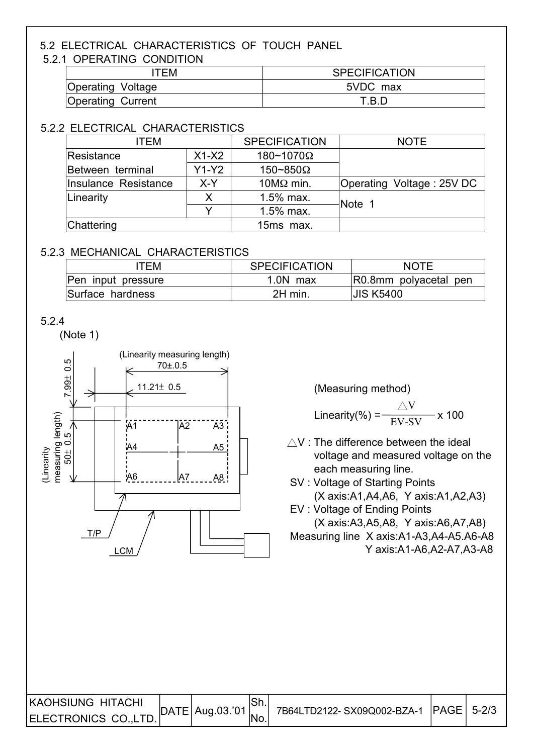## 5.2 ELECTRICAL CHARACTERISTICS OF TOUCH PANEL

### 5.2.1 OPERATING CONDITION

| ITEM | SPECIFICATION |
|---|---|
| Operating Voltage | 5VDC max |
| Operating Current | T.B.D |

### 5.2.2 ELECTRICAL CHARACTERISTICS

| ITEM | | SPECIFICATION | NOTE |
|---|---|---|---|
| Resistance Between terminal | X1-X2 | 180~1070Ω | |
| | Y1-Y2 | 150~850Ω | |
| Insulance Resistance | X-Y | 10MΩ min. | Operating Voltage : 25V DC |
| Linearity | X | 1.5% max. | Note 1 |
| | Y | 1.5% max. | |
| Chattering | | 15ms max. | |

### 5.2.3 MECHANICAL CHARACTERISTICS

| ITEM | SPECIFICATION | NOTE |
|---|---|---|
| Pen input pressure | 1.0N max | R0.8mm polyacetal pen |
| Surface hardness | 2H min. | JIS K5400 |

### 5.2.4

(Note 1)

(Linearity measuring length) 70±0.5

11.21± 0.5

7.99± 0.5

(Linearity measuring length) 50± 0.5

A1 A2 A3 A4 A5 A6 A7 A8

T/P

LCM

(Measuring method)

$$\text{Linearity}(\%) = \frac{\triangle V}{EV\text{-}SV} \times 100$$

△V : The difference between the ideal voltage and measured voltage on the each measuring line.

SV : Voltage of Starting Points (X axis:A1,A4,A6, Y axis:A1,A2,A3)

EV : Voltage of Ending Points (X axis:A3,A5,A8, Y axis:A6,A7,A8)

Measuring line X axis:A1-A3,A4-A5.A6-A8
Y axis:A1-A6,A2-A7,A3-A8

| KAOHSIUNG HITACHI ELECTRONICS CO.,LTD. | DATE | Aug.03.'01 | Sh. No. | 7B64LTD2122- SX09Q002-BZA-1 | PAGE | 5-2/3 |
|---|---|---|---|---|---|---|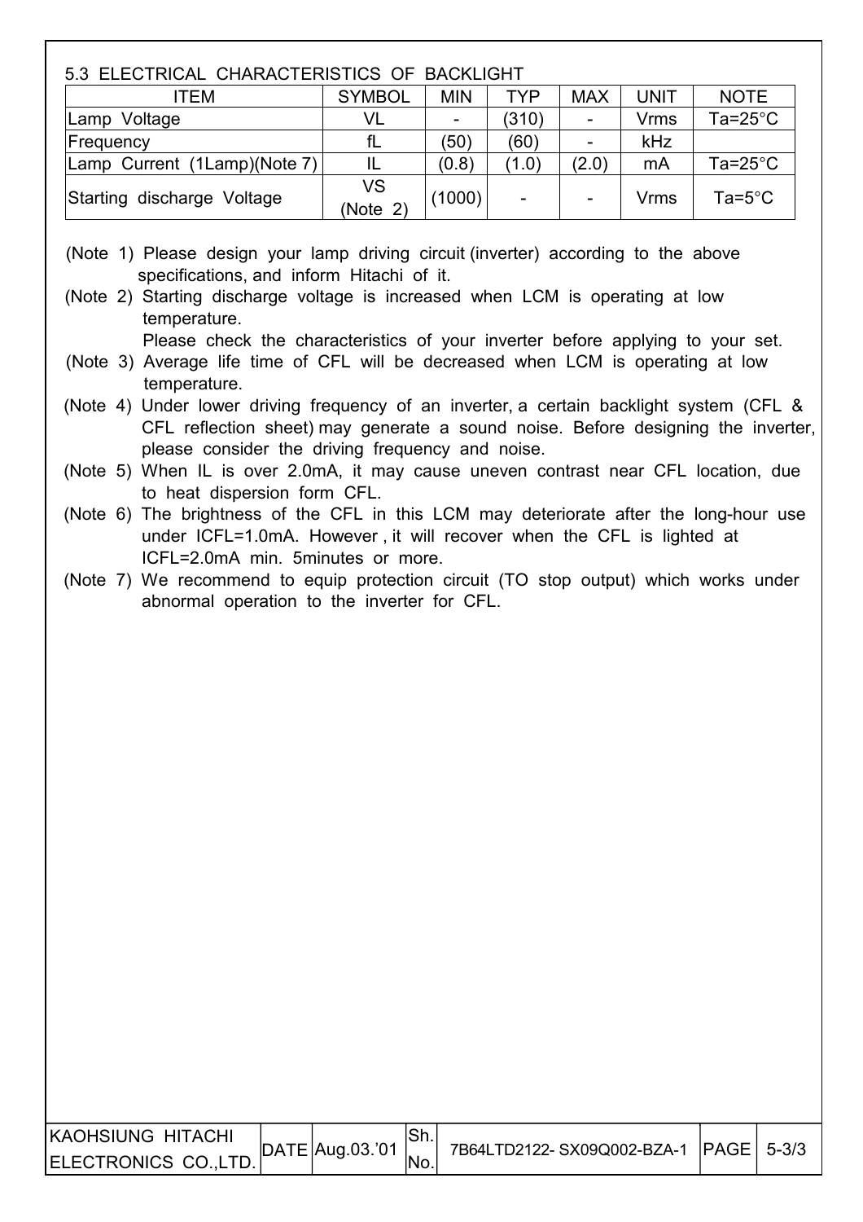## 5.3 ELECTRICAL CHARACTERISTICS OF BACKLIGHT

| ITEM | SYMBOL | MIN | TYP | MAX | UNIT | NOTE |
|---|---|---|---|---|---|---|
| Lamp Voltage | VL | - | (310) | - | Vrms | Ta=25°C |
| Frequency | fL | (50) | (60) | - | kHz | |
| Lamp Current (1Lamp)(Note 7) | IL | (0.8) | (1.0) | (2.0) | mA | Ta=25°C |
| Starting discharge Voltage | VS (Note 2) | (1000) | - | - | Vrms | Ta=5°C |

(Note 1) Please design your lamp driving circuit (inverter) according to the above specifications, and inform Hitachi of it.

(Note 2) Starting discharge voltage is increased when LCM is operating at low temperature.
Please check the characteristics of your inverter before applying to your set.

(Note 3) Average life time of CFL will be decreased when LCM is operating at low temperature.

(Note 4) Under lower driving frequency of an inverter, a certain backlight system (CFL & CFL reflection sheet) may generate a sound noise. Before designing the inverter, please consider the driving frequency and noise.

(Note 5) When IL is over 2.0mA, it may cause uneven contrast near CFL location, due to heat dispersion form CFL.

(Note 6) The brightness of the CFL in this LCM may deteriorate after the long-hour use under ICFL=1.0mA. However , it will recover when the CFL is lighted at ICFL=2.0mA min. 5minutes or more.

(Note 7) We recommend to equip protection circuit (TO stop output) which works under abnormal operation to the inverter for CFL.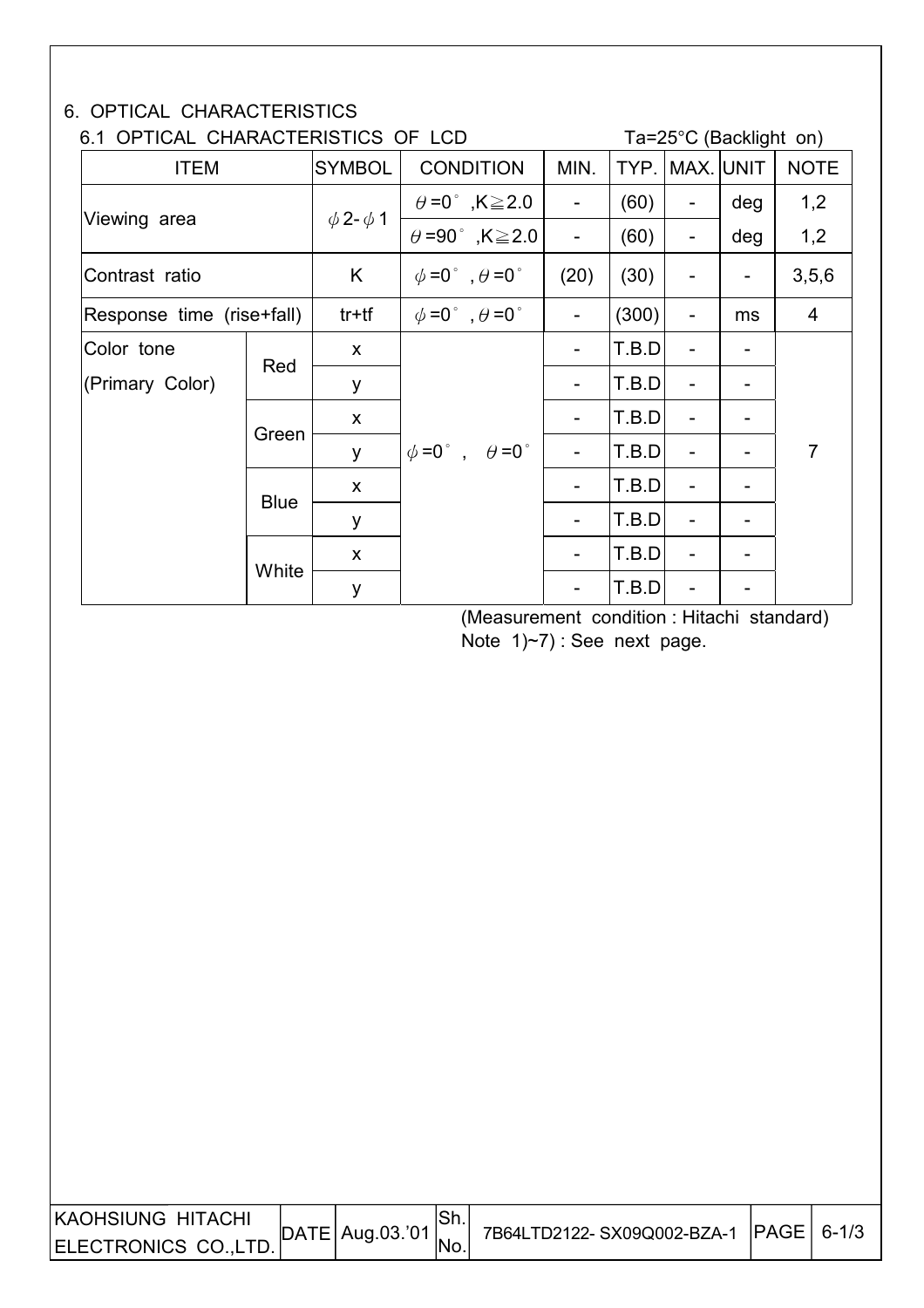# 6. OPTICAL CHARACTERISTICS

## 6.1 OPTICAL CHARACTERISTICS OF LCD

Ta=25°C (Backlight on)

| ITEM | | SYMBOL | CONDITION | MIN. | TYP. | MAX. | UNIT | NOTE |
|---|---|---|---|---|---|---|---|---|
| Viewing area | | $\phi 2-\phi 1$ | $\theta$=0°, K≧2.0 | - | (60) | - | deg | 1,2 |
| | | | $\theta$=90°, K≧2.0 | - | (60) | - | deg | 1,2 |
| Contrast ratio | | K | $\phi$=0°, $\theta$=0° | (20) | (30) | - | - | 3,5,6 |
| Response time (rise+fall) | | tr+tf | $\phi$=0°, $\theta$=0° | - | (300) | - | ms | 4 |
| Color tone (Primary Color) | Red | x | $\phi$=0°, $\theta$=0° | - | T.B.D | - | - | 7 |
| | | y | | - | T.B.D | - | - | |
| | Green | x | | - | T.B.D | - | - | |
| | | y | | - | T.B.D | - | - | |
| | Blue | x | | - | T.B.D | - | - | |
| | | y | | - | T.B.D | - | - | |
| | White | x | | - | T.B.D | - | - | |
| | | y | | - | T.B.D | - | - | |

(Measurement condition : Hitachi standard)
Note 1)~7) : See next page.

| KAOHSIUNG HITACHI ELECTRONICS CO.,LTD. | DATE | Aug.03.'01 | Sh. No. | 7B64LTD2122- SX09Q002-BZA-1 | PAGE | 6-1/3 |
|---|---|---|---|---|---|---|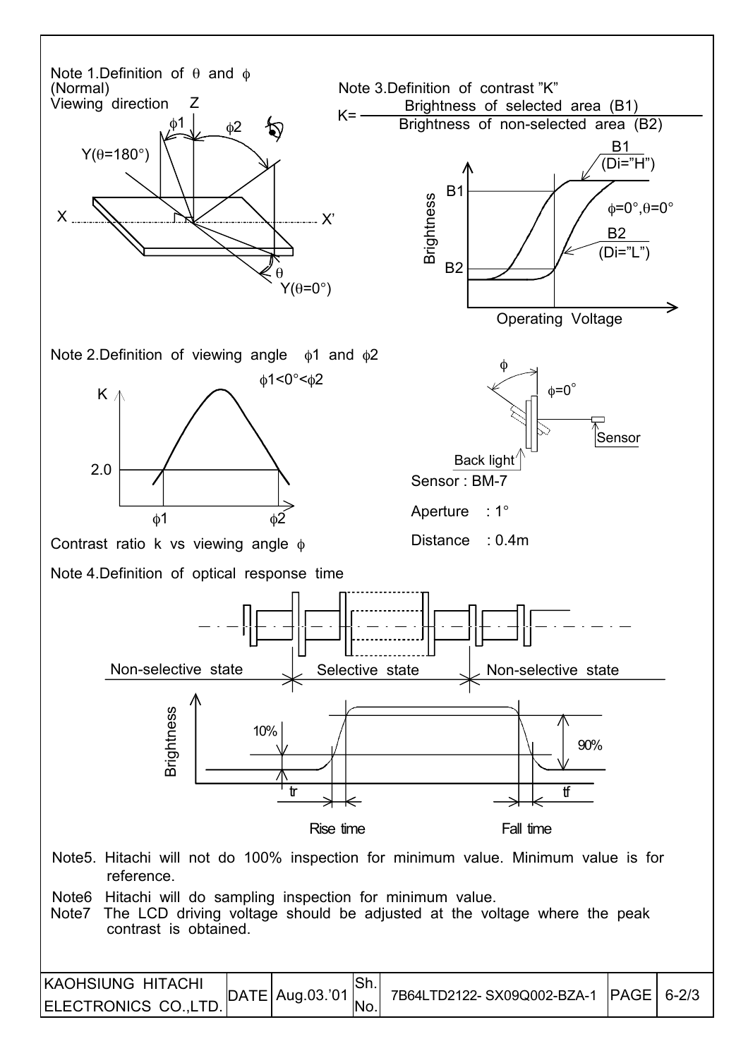Note 1. Definition of $\theta$ and $\phi$

(Normal)
Viewing direction

Note 3. Definition of contrast "K"

$$K = \frac{\text{Brightness of selected area (B1)}}{\text{Brightness of non-selected area (B2)}}$$

Note 2. Definition of viewing angle $\phi1$ and $\phi2$

$\phi1 < 0° < \phi2$

Contrast ratio k vs viewing angle $\phi$

Sensor : BM-7

Aperture : 1°

Distance : 0.4m

Note 4. Definition of optical response time

Note5. Hitachi will not do 100% inspection for minimum value. Minimum value is for reference.

Note6 Hitachi will do sampling inspection for minimum value.

Note7 The LCD driving voltage should be adjusted at the voltage where the peak contrast is obtained.

| KAOHSIUNG HITACHI ELECTRONICS CO.,LTD. | DATE | Aug.03.'01 | Sh. No. | 7B64LTD2122- SX09Q002-BZA-1 | PAGE | 6-2/3 |
|---|---|---|---|---|---|---|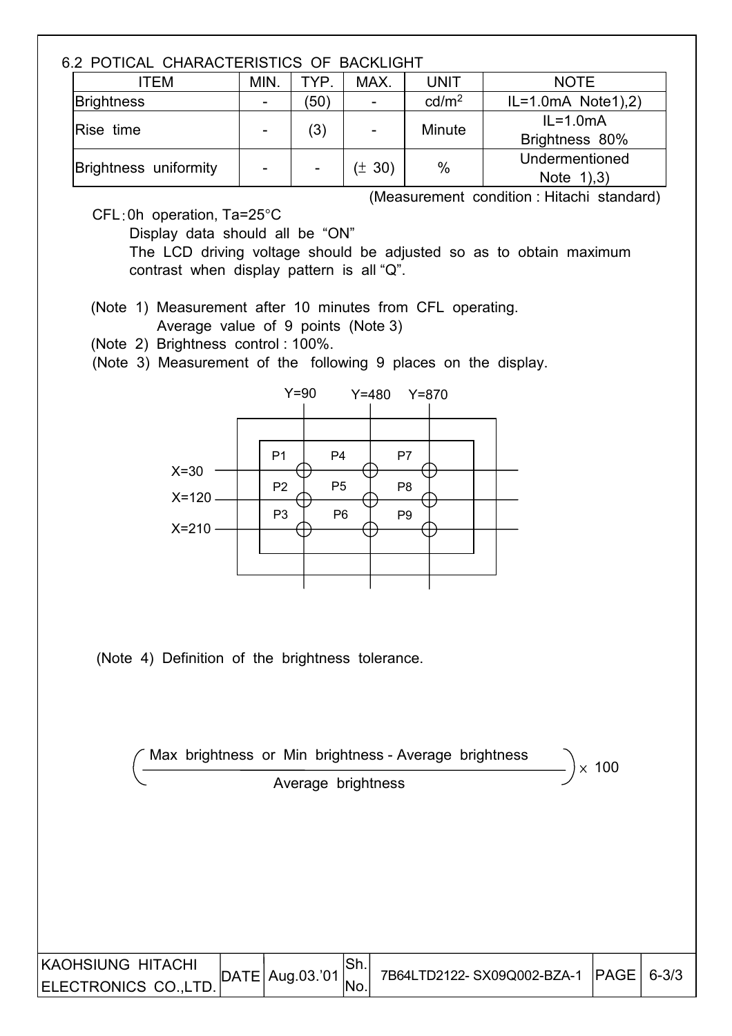## 6.2 POTICAL CHARACTERISTICS OF BACKLIGHT

| ITEM | MIN. | TYP. | MAX. | UNIT | NOTE |
|---|---|---|---|---|---|
| Brightness | - | (50) | - | $cd/m^2$ | IL=1.0mA Note1),2) |
| Rise time | - | (3) | - | Minute | IL=1.0mA Brightness 80% |
| Brightness uniformity | - | - | (± 30) | % | Undermentioned Note 1),3) |

(Measurement condition : Hitachi standard)

CFL : 0h operation, Ta=25°C

Display data should all be "ON"

The LCD driving voltage should be adjusted so as to obtain maximum contrast when display pattern is all "Q".

(Note 1) Measurement after 10 minutes from CFL operating.
Average value of 9 points (Note 3)

(Note 2) Brightness control : 100%.

(Note 3) Measurement of the following 9 places on the display.

Y=90 Y=480 Y=870

X=30: P1, P4, P7
X=120: P2, P5, P8
X=210: P3, P6, P9

(Note 4) Definition of the brightness tolerance.

$$\left( \frac{\text{Max brightness or Min brightness} - \text{Average brightness}}{\text{Average brightness}} \right) \times 100$$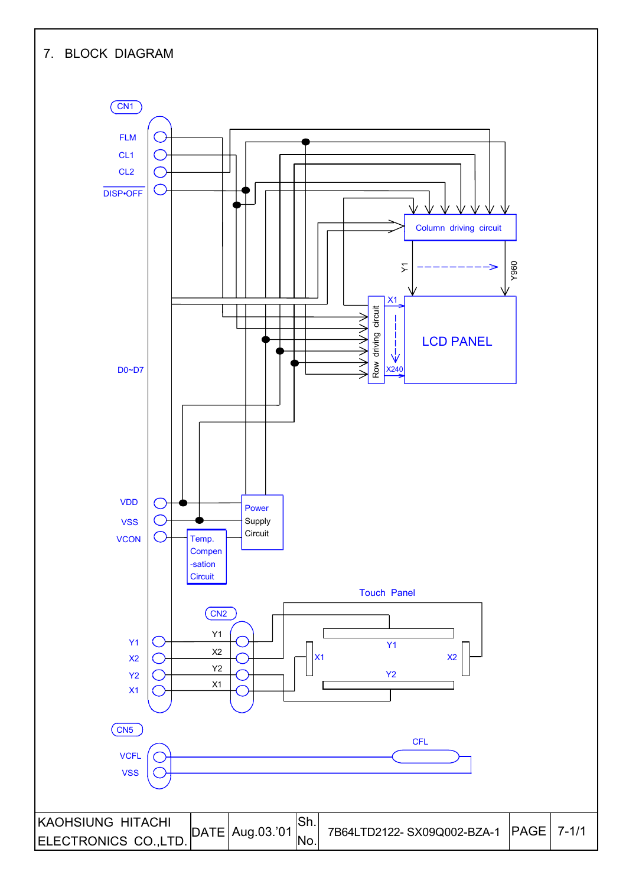## 7. BLOCK DIAGRAM

CN1

FLM

CL1

CL2

DISP•OFF

D0~D7

VDD

VSS

VCON

Column driving circuit

Y1

Y960

X1

X240

Row driving circuit

LCD PANEL

Power Supply Circuit

Temp. Compen -sation Circuit

Touch Panel

CN2

Y1

X2

Y2

X1

CN5

VCFL

VSS

CFL

| KAOHSIUNG HITACHI ELECTRONICS CO.,LTD. | DATE | Aug.03.'01 | Sh. No. | 7B64LTD2122- SX09Q002-BZA-1 | PAGE | 7-1/1 |
|---|---|---|---|---|---|---|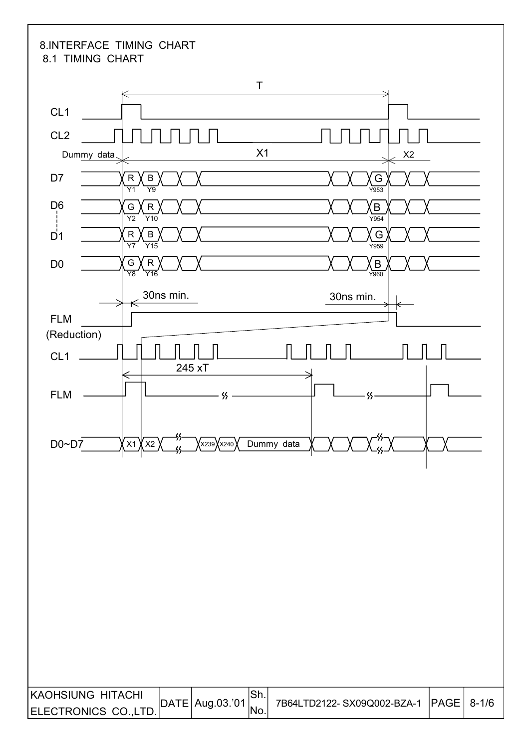# 8.INTERFACE TIMING CHART

## 8.1 TIMING CHART

T

CL1

CL2

Dummy data

X1

X2

D7 R Y1 B Y9 G Y953

D6 G Y2 R Y10 B Y954

D1 R Y7 B Y15 G Y959

D0 G Y8 R Y16 B Y960

30ns min.

30ns min.

FLM

(Reduction)

CL1

245 xT

FLM

D0~D7 X1 X2 X239 X240 Dummy data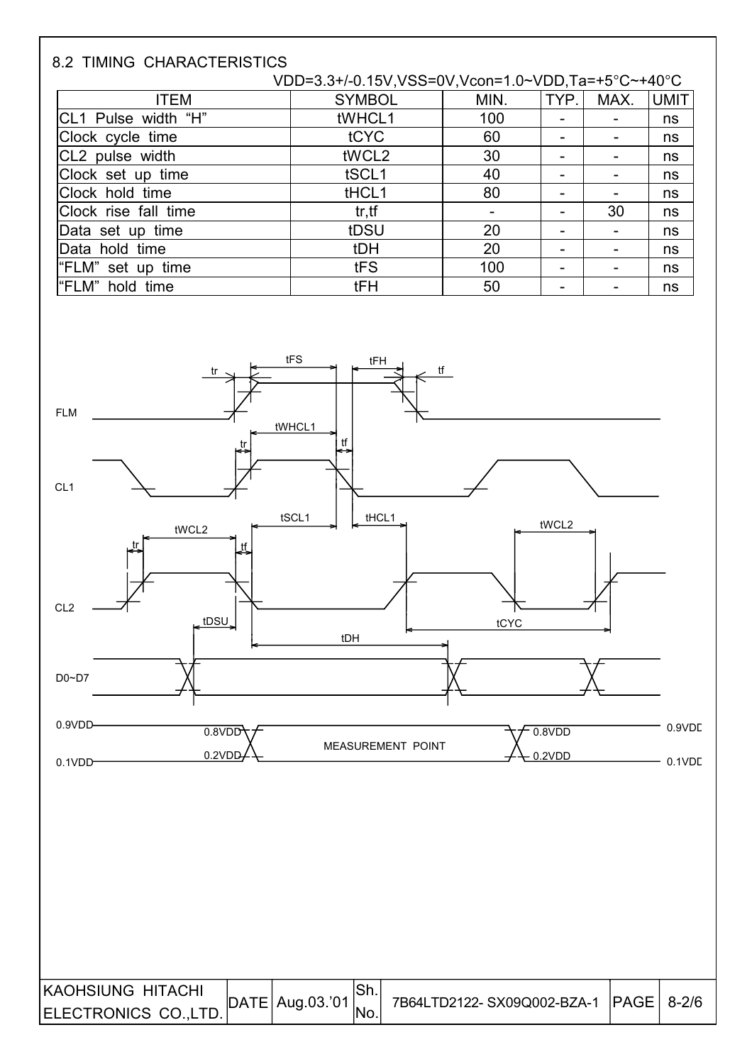## 8.2 TIMING CHARACTERISTICS

VDD=3.3+/-0.15V,VSS=0V,Vcon=1.0~VDD,Ta=+5°C~+40°C

| ITEM | SYMBOL | MIN. | TYP. | MAX. | UMIT |
|---|---|---|---|---|---|
| CL1 Pulse width "H" | tWHCL1 | 100 | - | - | ns |
| Clock cycle time | tCYC | 60 | - | - | ns |
| CL2 pulse width | tWCL2 | 30 | - | - | ns |
| Clock set up time | tSCL1 | 40 | - | - | ns |
| Clock hold time | tHCL1 | 80 | - | - | ns |
| Clock rise fall time | tr,tf | - | - | 30 | ns |
| Data set up time | tDSU | 20 | - | - | ns |
| Data hold time | tDH | 20 | - | - | ns |
| "FLM" set up time | tFS | 100 | - | - | ns |
| "FLM" hold time | tFH | 50 | - | - | ns |

FLM  tr  tFS  tFH  tf

CL1  tWHCL1  tr  tf

CL2  tWCL2  tr  tf  tSCL1  tHCL1  tWCL2  tDSU  tCYC

D0~D7  tDH

0.9VDD  0.8VDD  0.2VDD  MEASUREMENT POINT  0.8VDD  0.2VDD  0.9VDD  0.1VDD  0.1VDD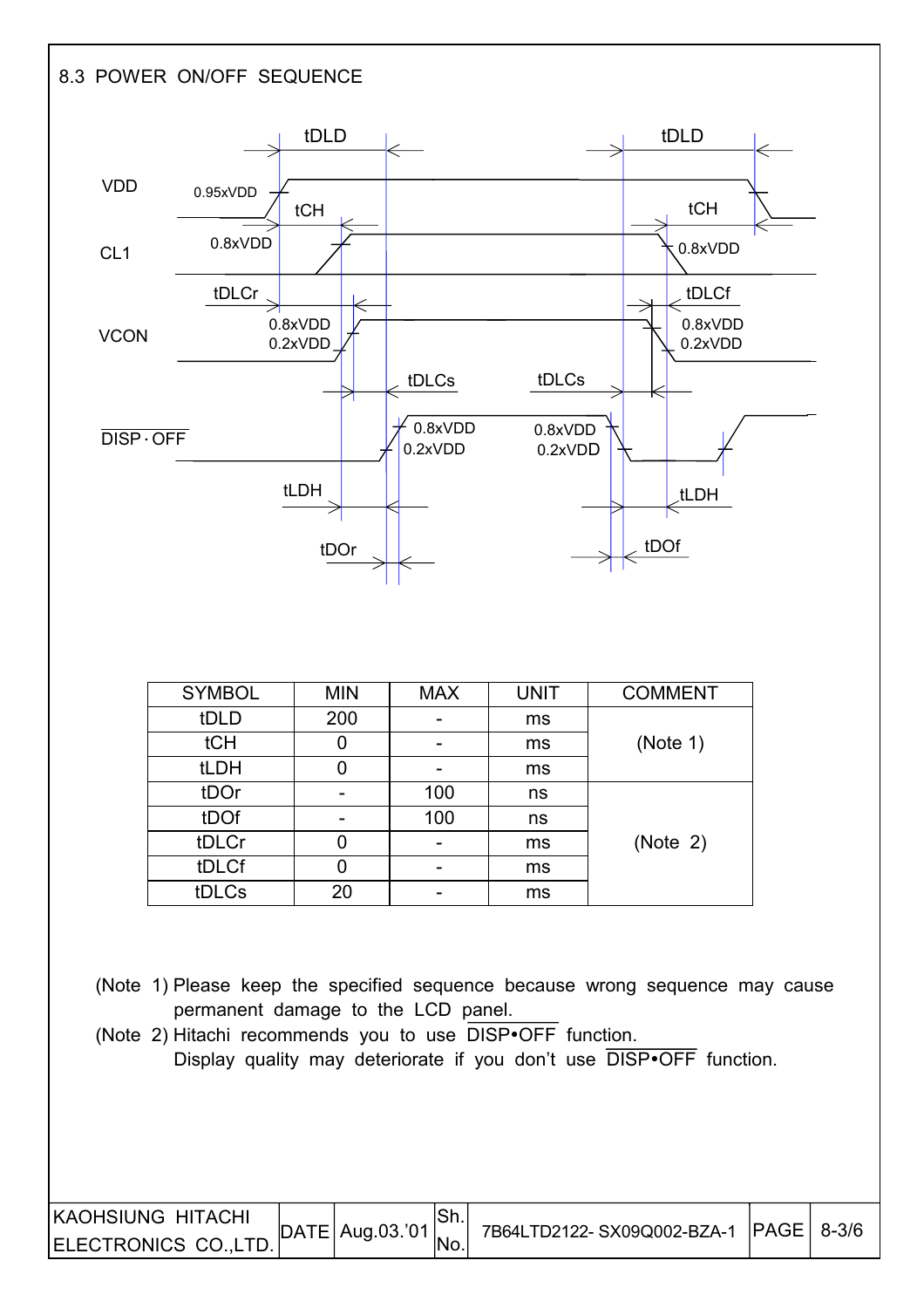## 8.3 POWER ON/OFF SEQUENCE

| SYMBOL | MIN | MAX | UNIT | COMMENT |
|---|---|---|---|---|
| tDLD | 200 | - | ms | (Note 1) |
| tCH | 0 | - | ms | |
| tLDH | 0 | - | ms | |
| tDOr | - | 100 | ns | (Note 2) |
| tDOf | - | 100 | ns | |
| tDLCr | 0 | - | ms | |
| tDLCf | 0 | - | ms | |
| tDLCs | 20 | - | ms | |

(Note 1) Please keep the specified sequence because wrong sequence may cause permanent damage to the LCD panel.

(Note 2) Hitachi recommends you to use $\overline{\text{DISP•OFF}}$ function.
Display quality may deteriorate if you don't use $\overline{\text{DISP•OFF}}$ function.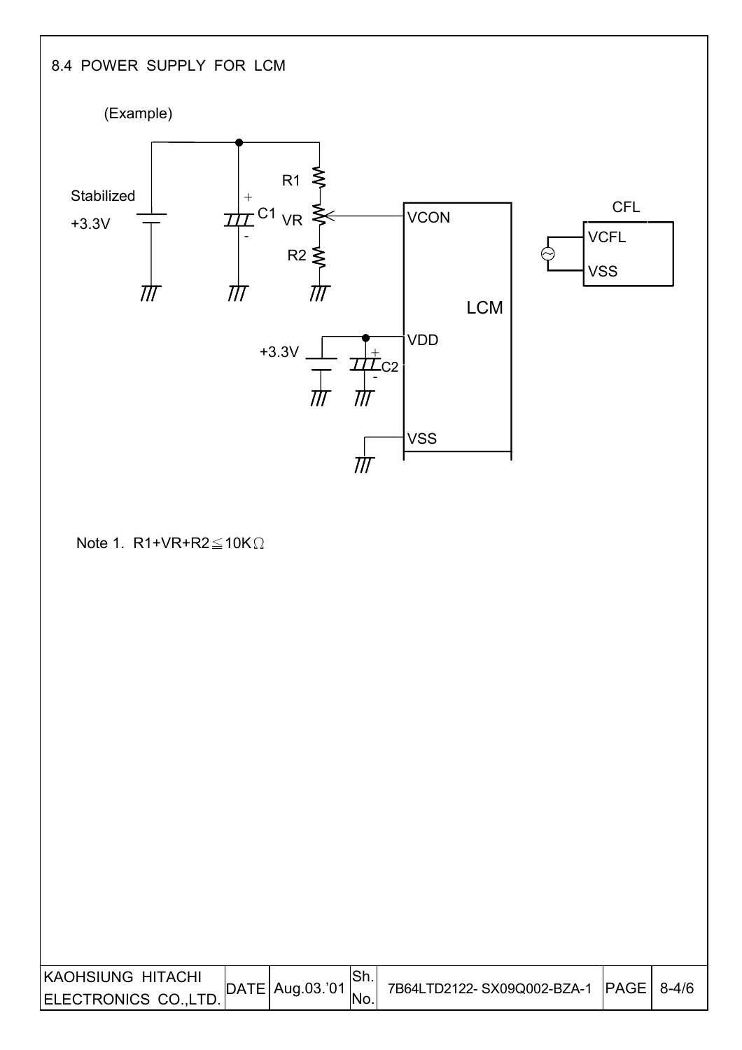## 8.4 POWER SUPPLY FOR LCM

(Example)

Stabilized +3.3V

C1

R1

VR

R2

VCON

LCM

+3.3V

C2

VDD

VSS

CFL

VCFL

VSS

Note 1. R1+VR+R2≦10KΩ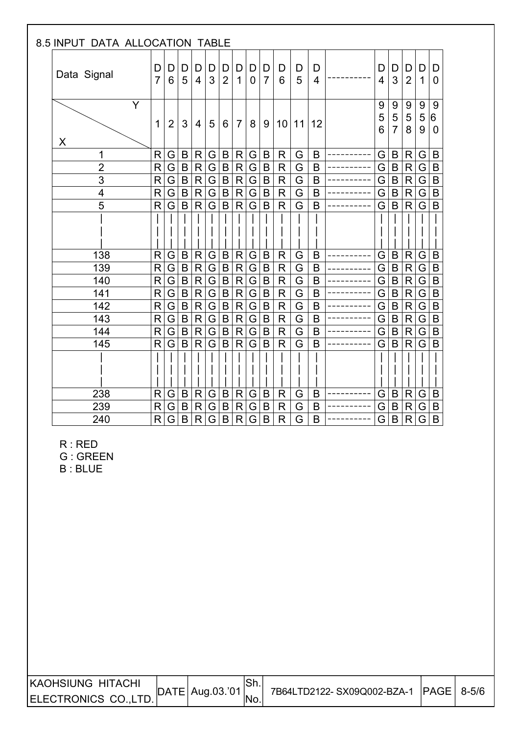## 8.5 INPUT DATA ALLOCATION TABLE

| Data Signal | D7 | D6 | D5 | D4 | D3 | D2 | D1 | D0 | D7 | D6 | D5 | D4 | ---------- | D4 | D3 | D2 | D1 | D0 |
|---|---|---|---|---|---|---|---|---|---|---|---|---|---|---|---|---|---|---|
| Y / X | 1 | 2 | 3 | 4 | 5 | 6 | 7 | 8 | 9 | 10 | 11 | 12 | | 956 | 957 | 958 | 959 | 960 |
| 1 | R | G | B | R | G | B | R | G | B | R | G | B | ---------- | G | B | R | G | B |
| 2 | R | G | B | R | G | B | R | G | B | R | G | B | ---------- | G | B | R | G | B |
| 3 | R | G | B | R | G | B | R | G | B | R | G | B | ---------- | G | B | R | G | B |
| 4 | R | G | B | R | G | B | R | G | B | R | G | B | ---------- | G | B | R | G | B |
| 5 | R | G | B | R | G | B | R | G | B | R | G | B | ---------- | G | B | R | G | B |
| \| | \| | \| | \| | \| | \| | \| | \| | \| | \| | \| | \| | \| | | \| | \| | \| | \| | \| |
| 138 | R | G | B | R | G | B | R | G | B | R | G | B | ---------- | G | B | R | G | B |
| 139 | R | G | B | R | G | B | R | G | B | R | G | B | ---------- | G | B | R | G | B |
| 140 | R | G | B | R | G | B | R | G | B | R | G | B | ---------- | G | B | R | G | B |
| 141 | R | G | B | R | G | B | R | G | B | R | G | B | ---------- | G | B | R | G | B |
| 142 | R | G | B | R | G | B | R | G | B | R | G | B | ---------- | G | B | R | G | B |
| 143 | R | G | B | R | G | B | R | G | B | R | G | B | ---------- | G | B | R | G | B |
| 144 | R | G | B | R | G | B | R | G | B | R | G | B | ---------- | G | B | R | G | B |
| 145 | R | G | B | R | G | B | R | G | B | R | G | B | ---------- | G | B | R | G | B |
| \| | \| | \| | \| | \| | \| | \| | \| | \| | \| | \| | \| | \| | | \| | \| | \| | \| | \| |
| 238 | R | G | B | R | G | B | R | G | B | R | G | B | ---------- | G | B | R | G | B |
| 239 | R | G | B | R | G | B | R | G | B | R | G | B | ---------- | G | B | R | G | B |
| 240 | R | G | B | R | G | B | R | G | B | R | G | B | ---------- | G | B | R | G | B |

R : RED
G : GREEN
B : BLUE

| KAOHSIUNG HITACHI ELECTRONICS CO.,LTD. | DATE | Aug.03.'01 | Sh. No. | 7B64LTD2122- SX09Q002-BZA-1 | PAGE | 8-5/6 |
|---|---|---|---|---|---|---|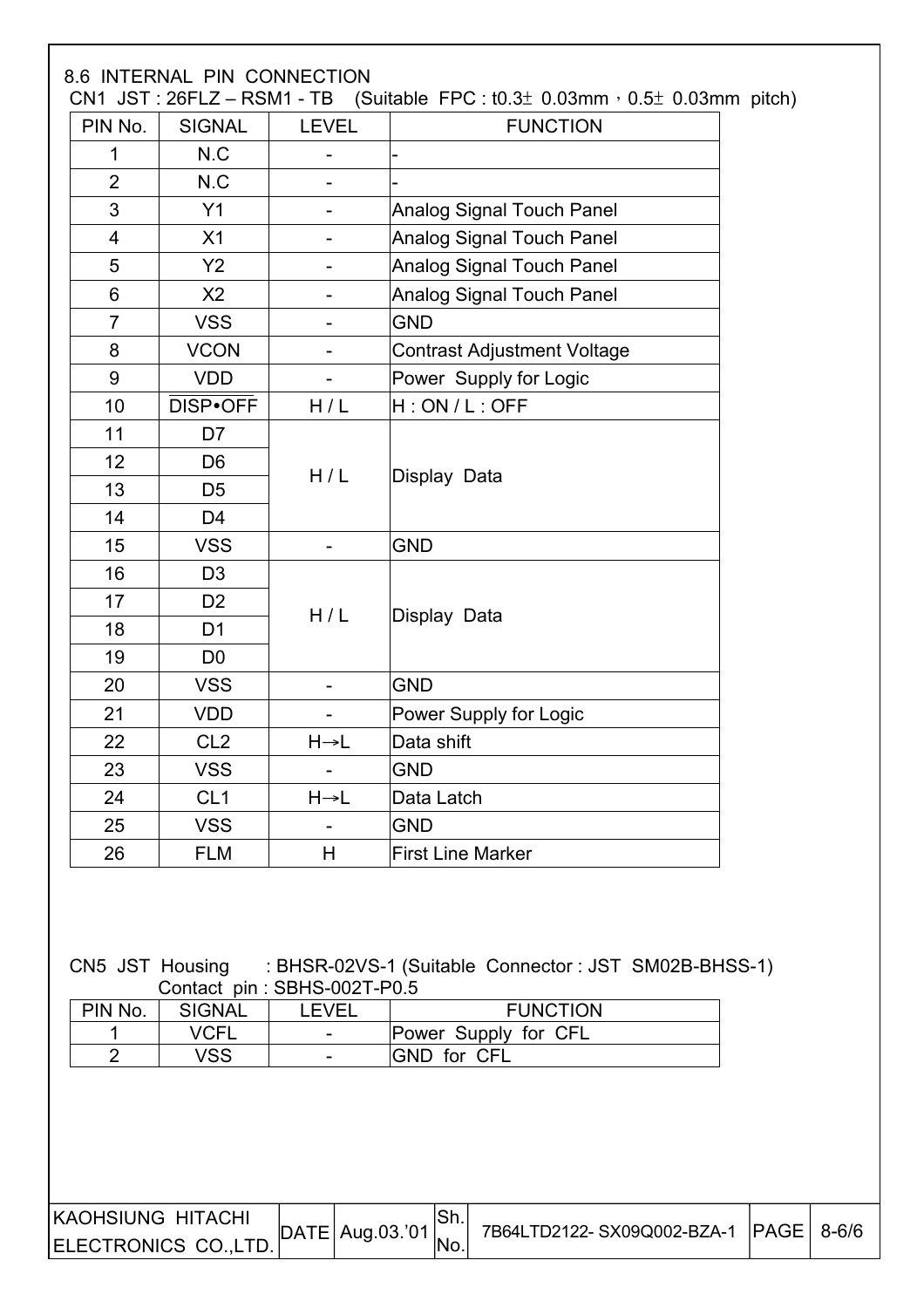## 8.6 INTERNAL PIN CONNECTION

CN1 JST : 26FLZ – RSM1 - TB (Suitable FPC : t0.3± 0.03mm，0.5± 0.03mm pitch)

| PIN No. | SIGNAL | LEVEL | FUNCTION |
|---|---|---|---|
| 1 | N.C | - | - |
| 2 | N.C | - | - |
| 3 | Y1 | - | Analog Signal Touch Panel |
| 4 | X1 | - | Analog Signal Touch Panel |
| 5 | Y2 | - | Analog Signal Touch Panel |
| 6 | X2 | - | Analog Signal Touch Panel |
| 7 | VSS | - | GND |
| 8 | VCON | - | Contrast Adjustment Voltage |
| 9 | VDD | - | Power Supply for Logic |
| 10 | $\overline{\text{DISP}\bullet\text{OFF}}$ | H / L | H : ON / L : OFF |
| 11 | D7 | H / L | Display Data |
| 12 | D6 | | |
| 13 | D5 | | |
| 14 | D4 | | |
| 15 | VSS | - | GND |
| 16 | D3 | H / L | Display Data |
| 17 | D2 | | |
| 18 | D1 | | |
| 19 | D0 | | |
| 20 | VSS | - | GND |
| 21 | VDD | - | Power Supply for Logic |
| 22 | CL2 | H→L | Data shift |
| 23 | VSS | - | GND |
| 24 | CL1 | H→L | Data Latch |
| 25 | VSS | - | GND |
| 26 | FLM | H | First Line Marker |

CN5 JST Housing : BHSR-02VS-1 (Suitable Connector : JST SM02B-BHSS-1)
Contact pin : SBHS-002T-P0.5

| PIN No. | SIGNAL | LEVEL | FUNCTION |
|---|---|---|---|
| 1 | VCFL | - | Power Supply for CFL |
| 2 | VSS | - | GND for CFL |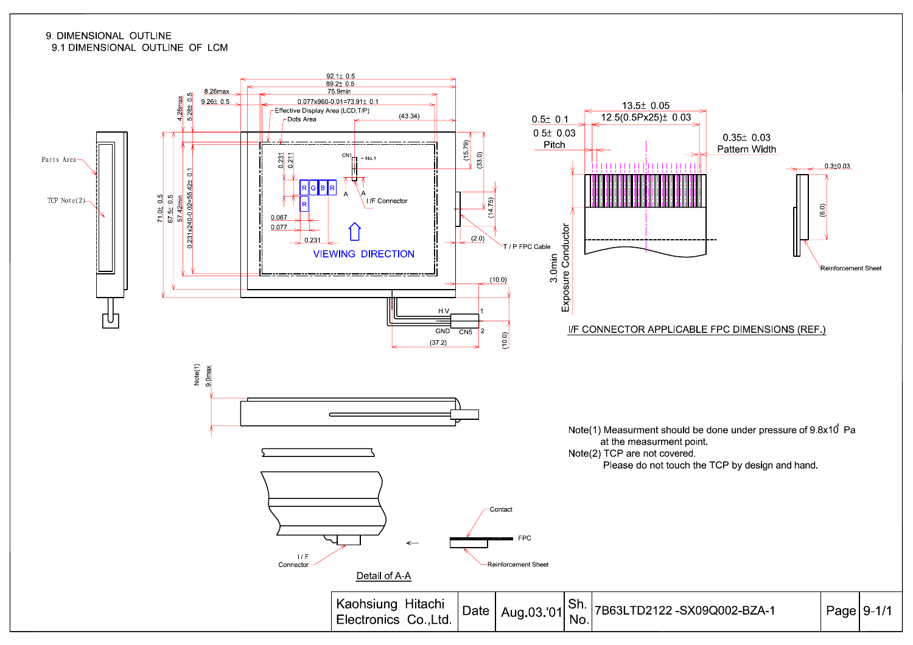# 9. DIMENSIONAL OUTLINE

## 9.1 DIMENSIONAL OUTLINE OF LCM

92.1± 0.5
89.2± 0.5
75.9min
8.26max
9.26± 0.5
0.077x960-0.01=73.91± 0.1
Effective Display Area (LCD,T/P)
Dots Area
(43.34)
4.28max
5.28± 0.5
71.0± 0.5
67.5± 0.5
57.42min
0.231x240-0.02=55.42± 0.1
0.231
0.211
CN1
No.1
R G B R
R
A
A
I/F Connector
0.067
0.077
0.231
VIEWING DIRECTION
(15.79)
(33.0)
(14.75)
(2.0)
T / P FPC Cable
(10.0)
H.V
GND
CN5
1
2
(37.2)
(10.0)
Parts Area
TCP Note(2)

13.5± 0.05
12.5(0.5Px25)± 0.03
0.5± 0.1
0.5± 0.03
Pitch
0.35± 0.03
Pattern Width
0.3±0.03
(6.0)
3.0min
Exposure Conductor
Reinforcement Sheet

I/F CONNECTOR APPLICABLE FPC DIMENSIONS (REF.)

Note(1)
9.0max

Contact
FPC
I / F
Connector
Reinforcement Sheet

Detail of A-A

Note(1) Measurment should be done under pressure of $9.8 \times 10^4$ Pa at the measurment point.

Note(2) TCP are not covered.
Please do not touch the TCP by design and hand.

| Kaohsiung Hitachi Electronics Co.,Ltd. | Date | Aug.03.'01 | Sh. No. | 7B63LTD2122 -SX09Q002-BZA-1 | Page | 9-1/1 |
|---|---|---|---|---|---|---|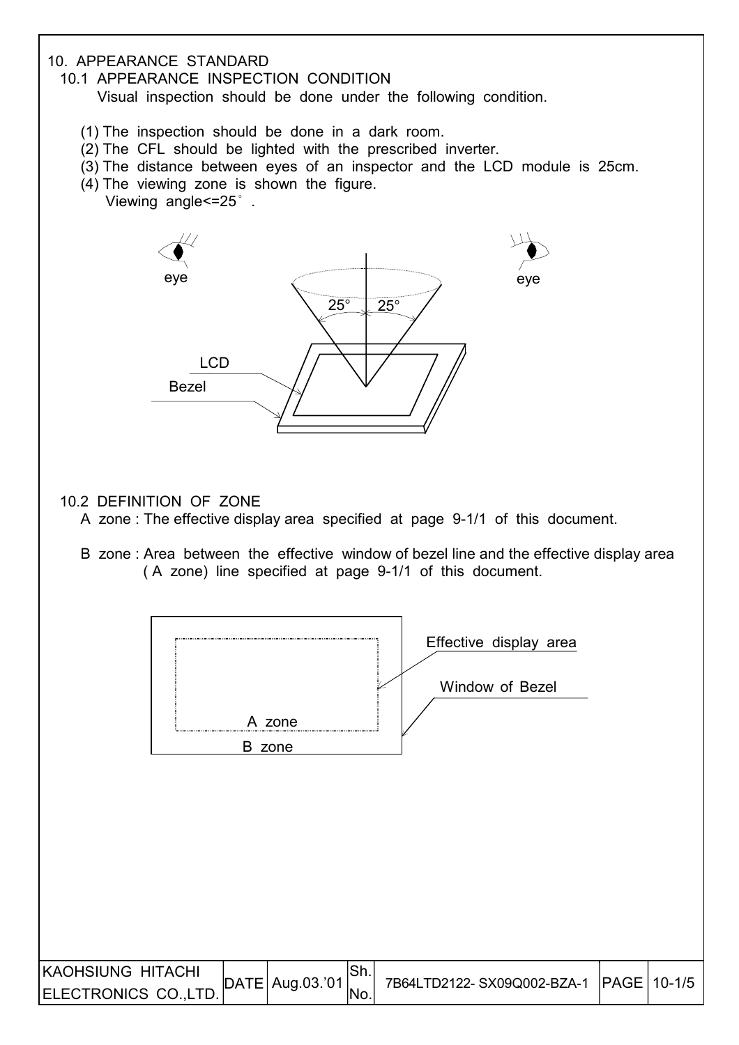## 10. APPEARANCE STANDARD

### 10.1 APPEARANCE INSPECTION CONDITION

Visual inspection should be done under the following condition.

(1) The inspection should be done in a dark room.
(2) The CFL should be lighted with the prescribed inverter.
(3) The distance between eyes of an inspector and the LCD module is 25cm.
(4) The viewing zone is shown the figure.
Viewing angle<=25° .

eye eye
25° 25°
LCD
Bezel

### 10.2 DEFINITION OF ZONE

A zone : The effective display area specified at page 9-1/1 of this document.

B zone : Area between the effective window of bezel line and the effective display area ( A zone) line specified at page 9-1/1 of this document.

Effective display area
Window of Bezel
A zone
B zone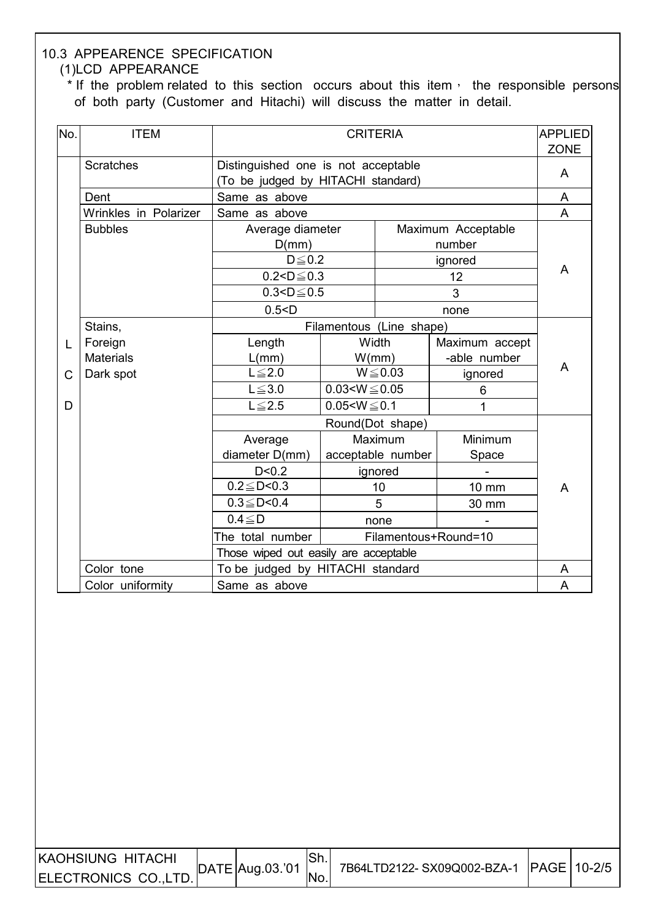## 10.3 APPEARENCE SPECIFICATION

### (1)LCD APPEARANCE

\* If the problem related to this section occurs about this item， the responsible persons of both party (Customer and Hitachi) will discuss the matter in detail.

| No. | ITEM | CRITERIA | | | APPLIED ZONE |
|---|---|---|---|---|---|
| LCD | Scratches | Distinguished one is not acceptable (To be judged by HITACHI standard) | | | A |
| | Dent | Same as above | | | A |
| | Wrinkles in Polarizer | Same as above | | | A |
| | Bubbles | Average diameter D(mm) | | Maximum Acceptable number | A |
| | | D≦0.2 | | ignored | |
| | | 0.2<D≦0.3 | | 12 | |
| | | 0.3<D≦0.5 | | 3 | |
| | | 0.5<D | | none | |
| | Stains, Foreign Materials Dark spot | Filamentous (Line shape) | | | A |
| | | Length L(mm) | Width W(mm) | Maximum accept -able number | |
| | | L≦2.0 | W≦0.03 | ignored | |
| | | L≦3.0 | 0.03<W≦0.05 | 6 | |
| | | L≦2.5 | 0.05<W≦0.1 | 1 | |
| | | Round(Dot shape) | | | A |
| | | Average diameter D(mm) | Maximum acceptable number | Minimum Space | |
| | | D<0.2 | ignored | - | |
| | | 0.2≦D<0.3 | 10 | 10 mm | |
| | | 0.3≦D<0.4 | 5 | 30 mm | |
| | | 0.4≦D | none | - | |
| | | The total number | Filamentous+Round=10 | | |
| | | Those wiped out easily are acceptable | | | |
| | Color tone | To be judged by HITACHI standard | | | A |
| | Color uniformity | Same as above | | | A |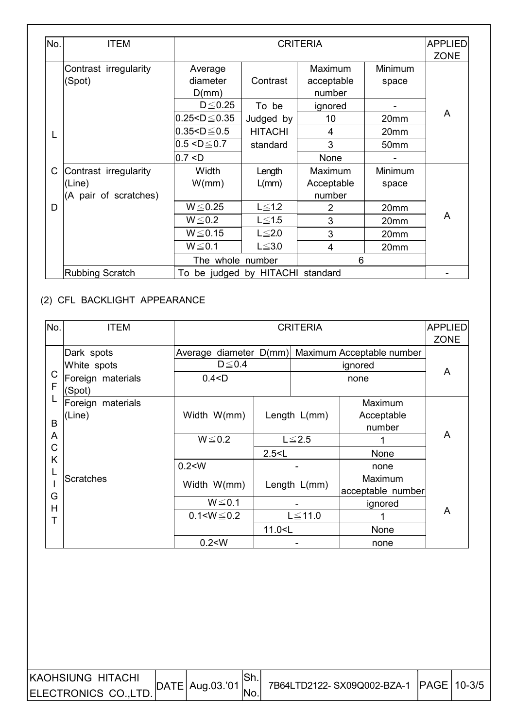| No. | ITEM | CRITERIA | | | | APPLIED ZONE |
|---|---|---|---|---|---|---|
| LCD | Contrast irregularity (Spot) | Average diameter D(mm) | Contrast | Maximum acceptable number | Minimum space | A |
| | | D≦0.25 | To be Judged by HITACHI standard | ignored | - | |
| | | 0.25<D≦0.35 | | 10 | 20mm | |
| | | 0.35<D≦0.5 | | 4 | 20mm | |
| | | 0.5 <D≦0.7 | | 3 | 50mm | |
| | | 0.7 <D | | None | - | |
| | Contrast irregularity (Line) (A pair of scratches) | Width W(mm) | Length L(mm) | Maximum Acceptable number | Minimum space | A |
| | | W≦0.25 | L≦1.2 | 2 | 20mm | |
| | | W≦0.2 | L≦1.5 | 3 | 20mm | |
| | | W≦0.15 | L≦2.0 | 3 | 20mm | |
| | | W≦0.1 | L≦3.0 | 4 | 20mm | |
| | | The whole number | | 6 | | |
| | Rubbing Scratch | To be judged by HITACHI standard | | | | - |

(2) CFL BACKLIGHT APPEARANCE

| No. | ITEM | CRITERIA | | | APPLIED ZONE |
|---|---|---|---|---|---|
| CFL BACKLIGHT | Dark spots<br>White spots<br>Foreign materials (Spot) | Average diameter D(mm) | | Maximum Acceptable number | A |
| | | D≦0.4 | | ignored | |
| | | 0.4<D | | none | |
| | Foreign materials (Line) | Width W(mm) | Length L(mm) | Maximum Acceptable number | A |
| | | W≦0.2 | L≦2.5 | 1 | |
| | | | 2.5<L | None | |
| | | 0.2<W | - | none | |
| | Scratches | Width W(mm) | Length L(mm) | Maximum acceptable number | A |
| | | W≦0.1 | - | ignored | |
| | | 0.1<W≦0.2 | L≦11.0 | 1 | |
| | | | 11.0<L | None | |
| | | 0.2<W | - | none | |

| KAOHSIUNG HITACHI ELECTRONICS CO.,LTD. | DATE | Aug.03.'01 | Sh. No. | 7B64LTD2122- SX09Q002-BZA-1 | PAGE | 10-3/5 |
|---|---|---|---|---|---|---|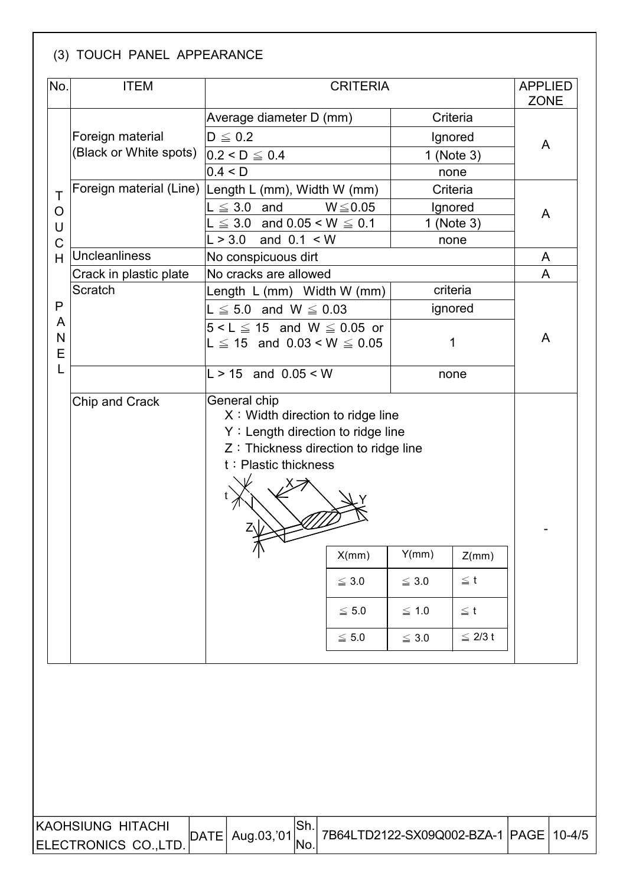(3) TOUCH PANEL APPEARANCE

| No. | ITEM | CRITERIA | | APPLIED ZONE |
|---|---|---|---|---|
| TOUCH PANEL | Foreign material (Black or White spots) | Average diameter D (mm) | Criteria | A |
| | | D ≦ 0.2 | Ignored | |
| | | 0.2 < D ≦ 0.4 | 1 (Note 3) | |
| | | 0.4 < D | none | |
| | Foreign material (Line) | Length L (mm), Width W (mm) | Criteria | A |
| | | L ≦ 3.0 and W≦0.05 | Ignored | |
| | | L ≦ 3.0 and 0.05 < W ≦ 0.1 | 1 (Note 3) | |
| | | L > 3.0 and 0.1 < W | none | |
| | Uncleanliness | No conspicuous dirt | | A |
| | Crack in plastic plate | No cracks are allowed | | A |
| | Scratch | Length L (mm) Width W (mm) | criteria | A |
| | | L ≦ 5.0 and W ≦ 0.03 | ignored | |
| | | 5 < L ≦ 15 and W ≦ 0.05 or L ≦ 15 and 0.03 < W ≦ 0.05 | 1 | |
| | | L > 15 and 0.05 < W | none | |
| | Chip and Crack | General chip<br>X：Width direction to ridge line<br>Y：Length direction to ridge line<br>Z：Thickness direction to ridge line<br>t：Plastic thickness | | - |

| X(mm) | Y(mm) | Z(mm) |
|---|---|---|
| ≦ 3.0 | ≦ 3.0 | ≦ t |
| ≦ 5.0 | ≦ 1.0 | ≦ t |
| ≦ 5.0 | ≦ 3.0 | ≦ 2/3 t |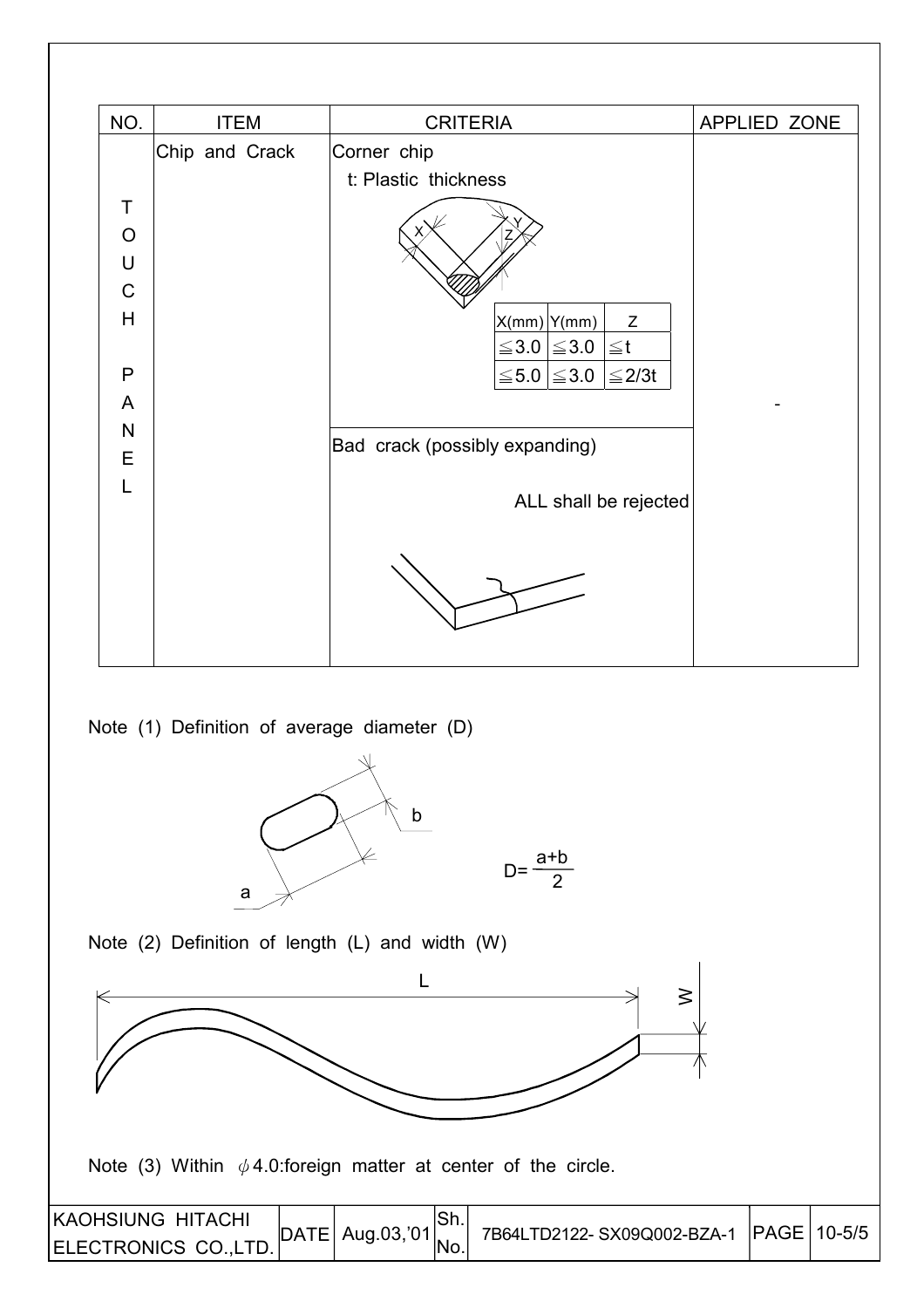| NO. | ITEM | CRITERIA | APPLIED ZONE |
|---|---|---|---|
| TOUCH PANEL | Chip and Crack | Corner chip<br>t: Plastic thickness<br><br>X(mm) \| Y(mm) \| Z<br>≦3.0 \| ≦3.0 \| ≦t<br>≦5.0 \| ≦3.0 \| ≦2/3t | - |
| | | Bad crack (possibly expanding)<br><br>ALL shall be rejected | |

Note (1) Definition of average diameter (D)

$$D = \frac{a+b}{2}$$

Note (2) Definition of length (L) and width (W)

Note (3) Within $\phi$4.0:foreign matter at center of the circle.

| KAOHSIUNG HITACHI ELECTRONICS CO.,LTD. | DATE | Aug.03,'01 | Sh. No. | 7B64LTD2122- SX09Q002-BZA-1 | PAGE | 10-5/5 |
|---|---|---|---|---|---|---|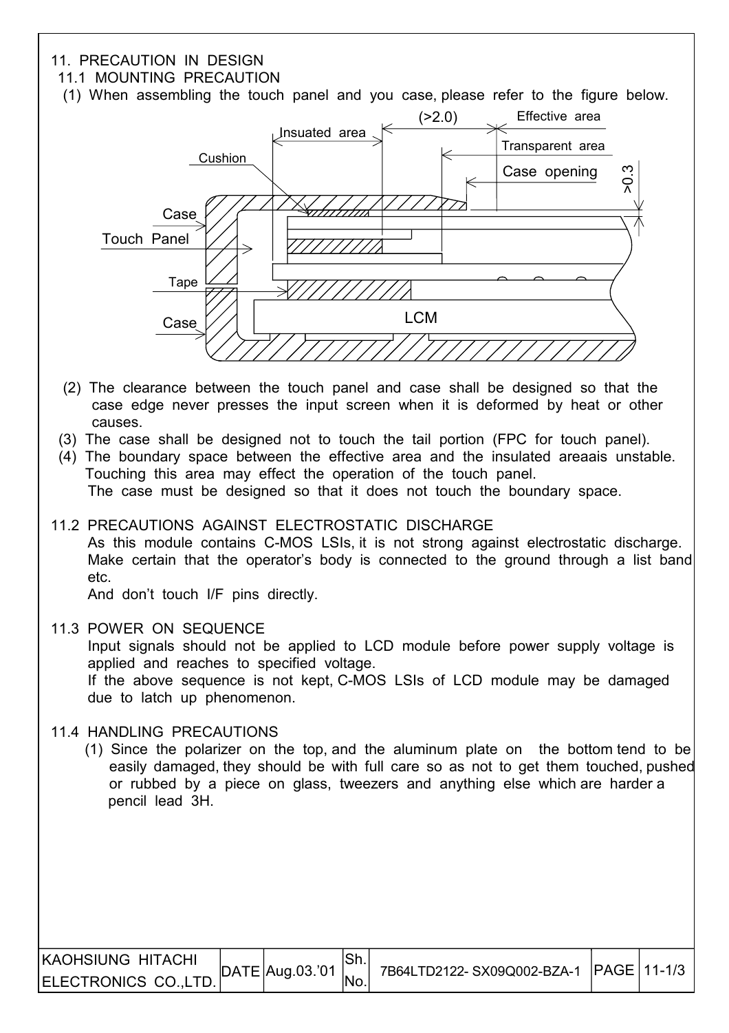## 11. PRECAUTION IN DESIGN

### 11.1 MOUNTING PRECAUTION

(1) When assembling the touch panel and you case, please refer to the figure below.

Insuated area (>2.0) Effective area

Transparent area

Cushion

Case opening

>0.3

Case

Touch Panel

Tape

Case

LCM

(2) The clearance between the touch panel and case shall be designed so that the case edge never presses the input screen when it is deformed by heat or other causes.

(3) The case shall be designed not to touch the tail portion (FPC for touch panel).

(4) The boundary space between the effective area and the insulated areaais unstable. Touching this area may effect the operation of the touch panel.
The case must be designed so that it does not touch the boundary space.

### 11.2 PRECAUTIONS AGAINST ELECTROSTATIC DISCHARGE

As this module contains C-MOS LSIs, it is not strong against electrostatic discharge. Make certain that the operator's body is connected to the ground through a list band etc.
And don't touch I/F pins directly.

### 11.3 POWER ON SEQUENCE

Input signals should not be applied to LCD module before power supply voltage is applied and reaches to specified voltage.
If the above sequence is not kept, C-MOS LSIs of LCD module may be damaged due to latch up phenomenon.

### 11.4 HANDLING PRECAUTIONS

(1) Since the polarizer on the top, and the aluminum plate on the bottom tend to be easily damaged, they should be with full care so as not to get them touched, pushed or rubbed by a piece on glass, tweezers and anything else which are harder a pencil lead 3H.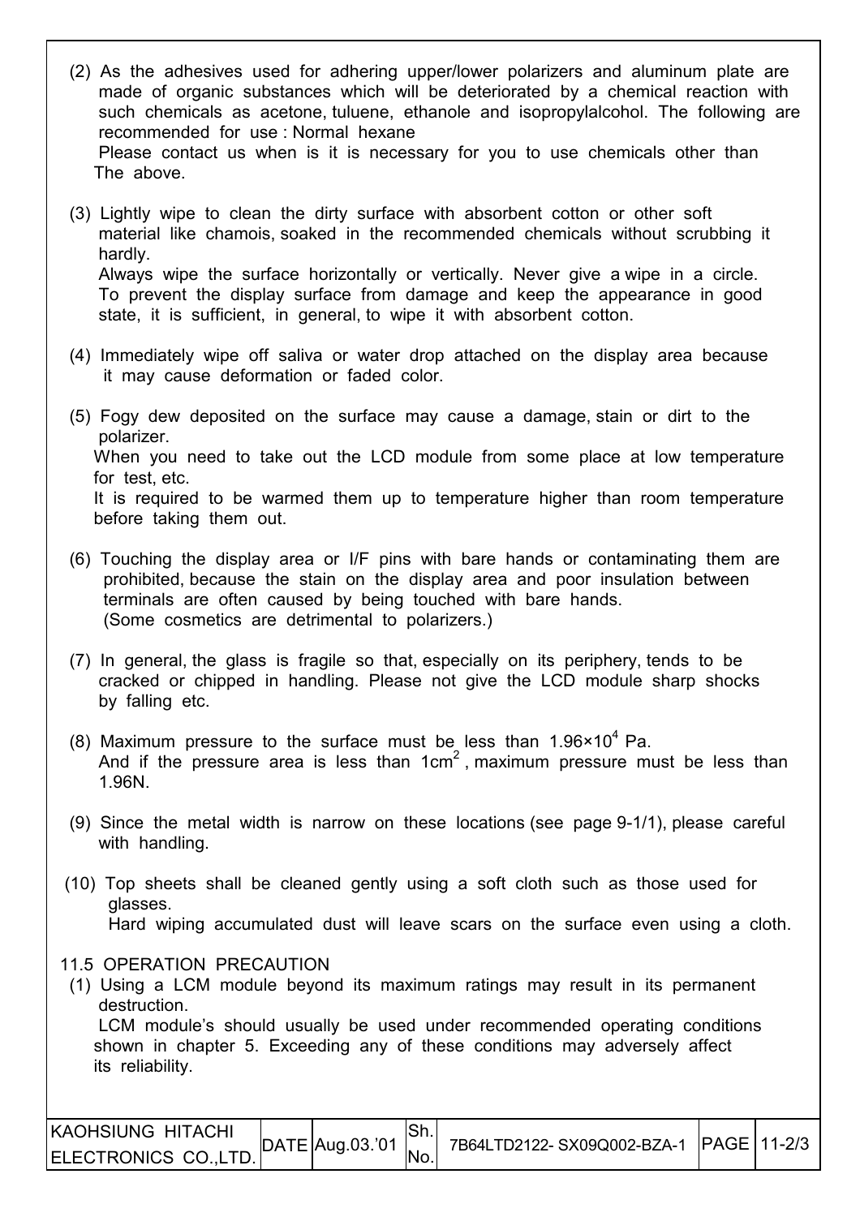(2) As the adhesives used for adhering upper/lower polarizers and aluminum plate are made of organic substances which will be deteriorated by a chemical reaction with such chemicals as acetone, tuluene, ethanole and isopropylalcohol. The following are recommended for use : Normal hexane
Please contact us when is it is necessary for you to use chemicals other than The above.

(3) Lightly wipe to clean the dirty surface with absorbent cotton or other soft material like chamois, soaked in the recommended chemicals without scrubbing it hardly.
Always wipe the surface horizontally or vertically. Never give a wipe in a circle. To prevent the display surface from damage and keep the appearance in good state, it is sufficient, in general, to wipe it with absorbent cotton.

(4) Immediately wipe off saliva or water drop attached on the display area because it may cause deformation or faded color.

(5) Fogy dew deposited on the surface may cause a damage, stain or dirt to the polarizer.
When you need to take out the LCD module from some place at low temperature for test, etc.
It is required to be warmed them up to temperature higher than room temperature before taking them out.

(6) Touching the display area or I/F pins with bare hands or contaminating them are prohibited, because the stain on the display area and poor insulation between terminals are often caused by being touched with bare hands.
(Some cosmetics are detrimental to polarizers.)

(7) In general, the glass is fragile so that, especially on its periphery, tends to be cracked or chipped in handling. Please not give the LCD module sharp shocks by falling etc.

(8) Maximum pressure to the surface must be less than $1.96 \times 10^4$ Pa.
And if the pressure area is less than $1cm^2$ , maximum pressure must be less than 1.96N.

(9) Since the metal width is narrow on these locations (see page 9-1/1), please careful with handling.

(10) Top sheets shall be cleaned gently using a soft cloth such as those used for glasses.
Hard wiping accumulated dust will leave scars on the surface even using a cloth.

11.5 OPERATION PRECAUTION

(1) Using a LCM module beyond its maximum ratings may result in its permanent destruction.
LCM module's should usually be used under recommended operating conditions shown in chapter 5. Exceeding any of these conditions may adversely affect its reliability.

| KAOHSIUNG HITACHI ELECTRONICS CO.,LTD. | DATE | Aug.03.'01 | Sh. No. | 7B64LTD2122- SX09Q002-BZA-1 | PAGE | 11-2/3 |
|---|---|---|---|---|---|---|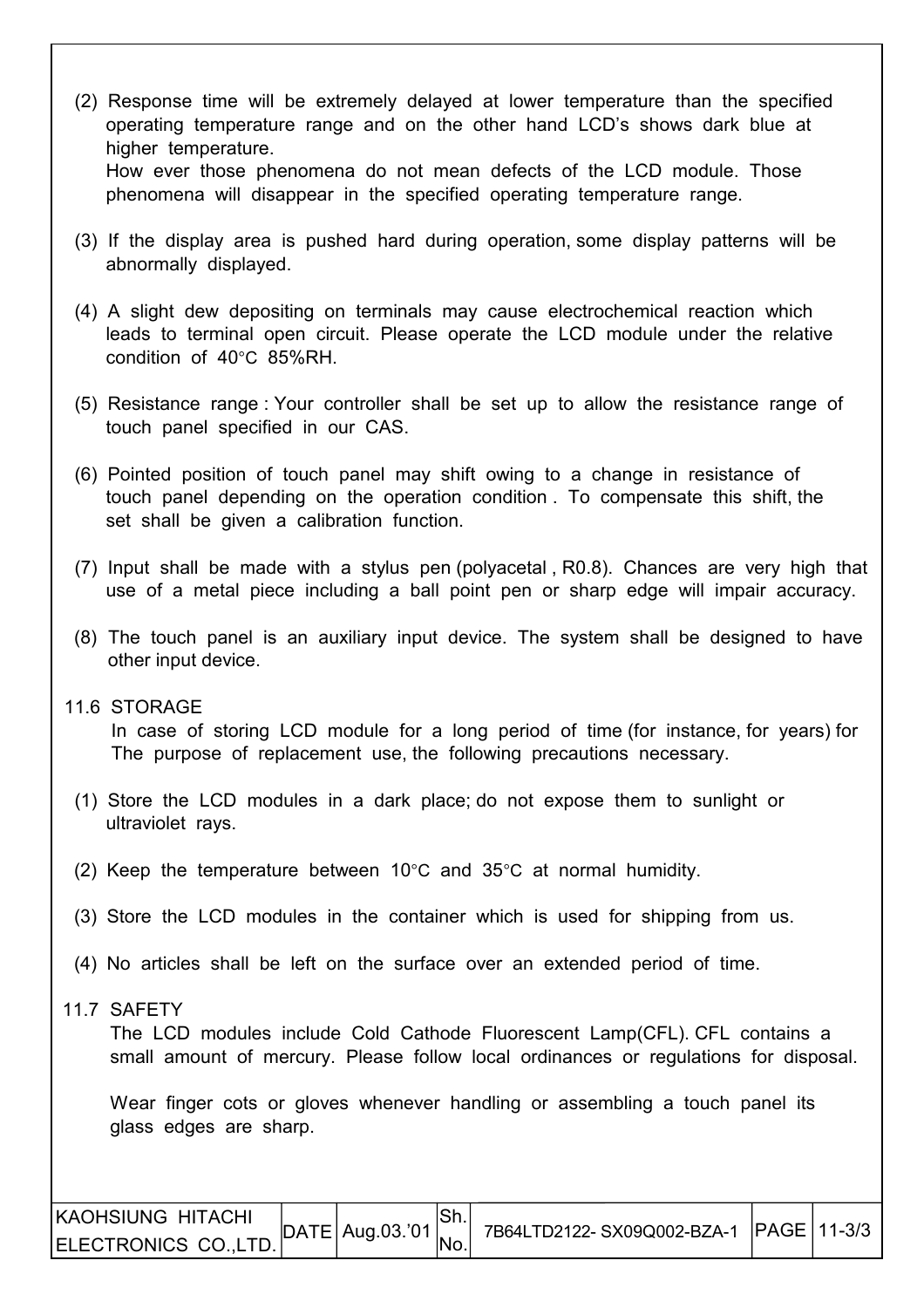(2) Response time will be extremely delayed at lower temperature than the specified operating temperature range and on the other hand LCD's shows dark blue at higher temperature.
How ever those phenomena do not mean defects of the LCD module. Those phenomena will disappear in the specified operating temperature range.

(3) If the display area is pushed hard during operation, some display patterns will be abnormally displayed.

(4) A slight dew depositing on terminals may cause electrochemical reaction which leads to terminal open circuit. Please operate the LCD module under the relative condition of 40°C 85%RH.

(5) Resistance range : Your controller shall be set up to allow the resistance range of touch panel specified in our CAS.

(6) Pointed position of touch panel may shift owing to a change in resistance of touch panel depending on the operation condition . To compensate this shift, the set shall be given a calibration function.

(7) Input shall be made with a stylus pen (polyacetal , R0.8). Chances are very high that use of a metal piece including a ball point pen or sharp edge will impair accuracy.

(8) The touch panel is an auxiliary input device. The system shall be designed to have other input device.

## 11.6 STORAGE

In case of storing LCD module for a long period of time (for instance, for years) for The purpose of replacement use, the following precautions necessary.

(1) Store the LCD modules in a dark place; do not expose them to sunlight or ultraviolet rays.

(2) Keep the temperature between 10°C and 35°C at normal humidity.

(3) Store the LCD modules in the container which is used for shipping from us.

(4) No articles shall be left on the surface over an extended period of time.

## 11.7 SAFETY

The LCD modules include Cold Cathode Fluorescent Lamp(CFL). CFL contains a small amount of mercury. Please follow local ordinances or regulations for disposal.

Wear finger cots or gloves whenever handling or assembling a touch panel its glass edges are sharp.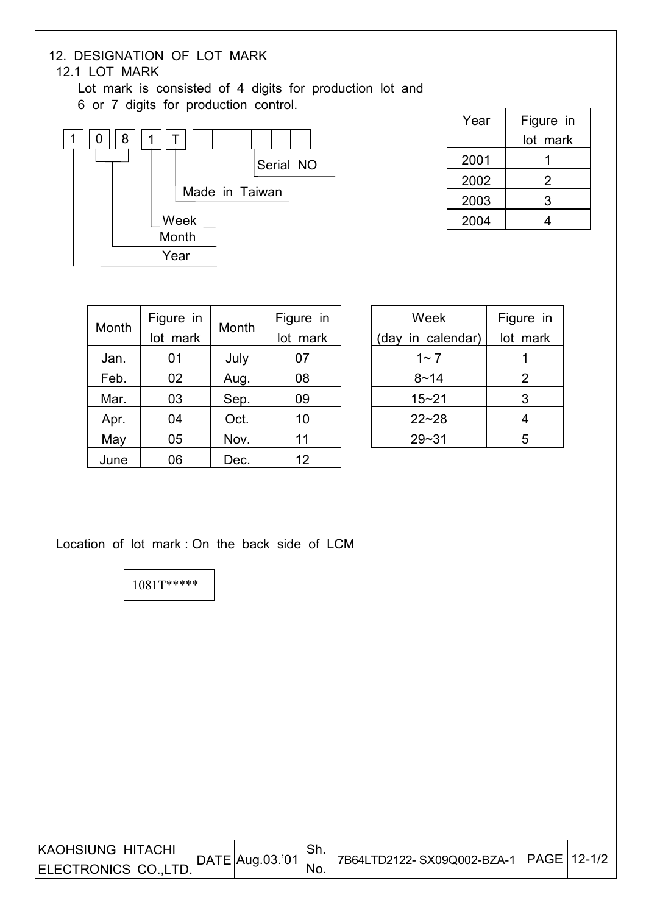## 12. DESIGNATION OF LOT MARK

### 12.1 LOT MARK

Lot mark is consisted of 4 digits for production lot and 6 or 7 digits for production control.

```
 1   0 8   1   T  [ ][ ][ ][ ][ ][ ]
 |   |_|   |   |         |
 |    |    |   |         Serial NO
 |    |    |   Made in Taiwan
 |    |    Week
 |    Month
 Year
```

| Year | Figure in lot mark |
|---|---|
| 2001 | 1 |
| 2002 | 2 |
| 2003 | 3 |
| 2004 | 4 |

| Month | Figure in lot mark | Month | Figure in lot mark |
|---|---|---|---|
| Jan. | 01 | July | 07 |
| Feb. | 02 | Aug. | 08 |
| Mar. | 03 | Sep. | 09 |
| Apr. | 04 | Oct. | 10 |
| May | 05 | Nov. | 11 |
| June | 06 | Dec. | 12 |

| Week (day in calendar) | Figure in lot mark |
|---|---|
| 1~ 7 | 1 |
| 8~14 | 2 |
| 15~21 | 3 |
| 22~28 | 4 |
| 29~31 | 5 |

Location of lot mark : On the back side of LCM

```
1081T*****
```

| KAOHSIUNG HITACHI ELECTRONICS CO.,LTD. | DATE | Aug.03.'01 | Sh. No. | 7B64LTD2122- SX09Q002-BZA-1 | PAGE | 12-1/2 |
|---|---|---|---|---|---|---|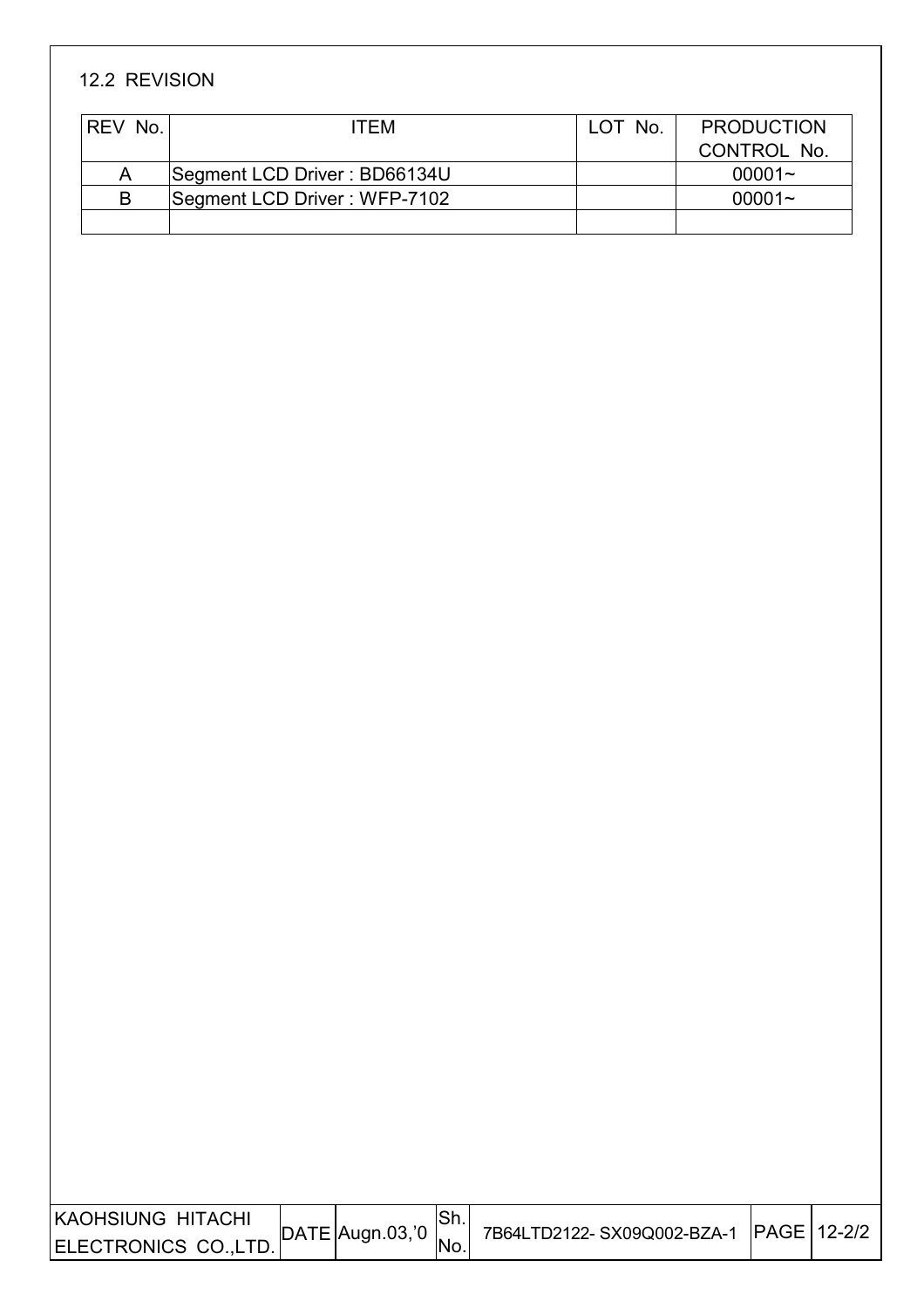## 12.2 REVISION

| REV No. | ITEM | LOT No. | PRODUCTION CONTROL No. |
|---|---|---|---|
| A | Segment LCD Driver : BD66134U | | 00001~ |
| B | Segment LCD Driver : WFP-7102 | | 00001~ |
| | | | |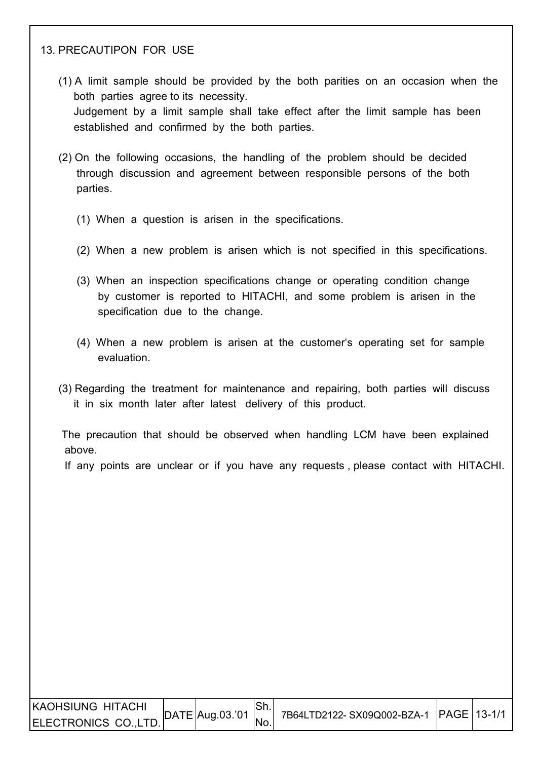## 13. PRECAUTIPON FOR USE

(1) A limit sample should be provided by the both parities on an occasion when the both parties agree to its necessity.
Judgement by a limit sample shall take effect after the limit sample has been established and confirmed by the both parties.

(2) On the following occasions, the handling of the problem should be decided through discussion and agreement between responsible persons of the both parties.

(1) When a question is arisen in the specifications.

(2) When a new problem is arisen which is not specified in this specifications.

(3) When an inspection specifications change or operating condition change by customer is reported to HITACHI, and some problem is arisen in the specification due to the change.

(4) When a new problem is arisen at the customer's operating set for sample evaluation.

(3) Regarding the treatment for maintenance and repairing, both parties will discuss it in six month later after latest delivery of this product.

The precaution that should be observed when handling LCM have been explained above.
If any points are unclear or if you have any requests , please contact with HITACHI.